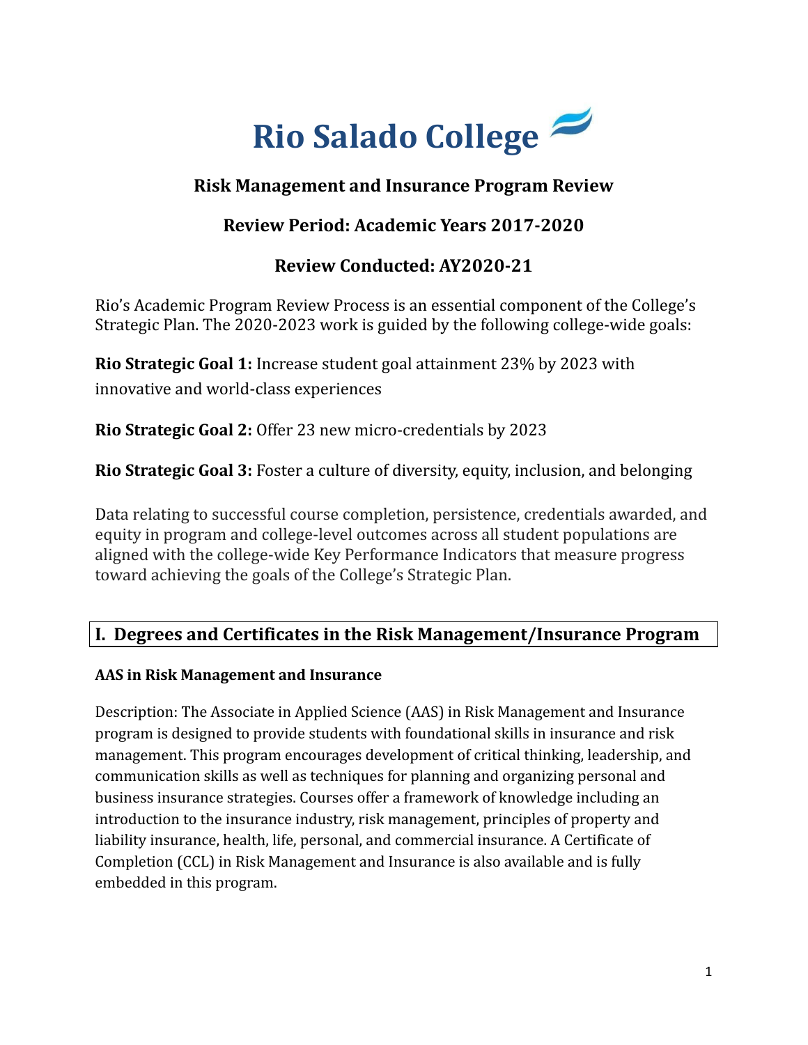# Rio Salado College

## Risk Management and Insurance Program Review

## Review Period: Academic Years 2017-2020

## Review Conducted: AY2020-21

Rio's Academic Program Review Process is an essential component of the College's Strategic Plan. The 2020-2023 work is guided by the following college-wide goals:

**Rio Strategic Goal 1:** Increase student goal attainment 23% by 2023 with innovative and world-class experiences

**Rio Strategic Goal 2:** Offer 23 new micro-credentials by 2023

**Rio Strategic Goal 3:** Foster a culture of diversity, equity, inclusion, and belonging

Data relating to successful course completion, persistence, credentials awarded, and equity in program and college-level outcomes across all student populations are aligned with the college-wide Key Performance Indicators that measure progress toward achieving the goals of the College's Strategic Plan.

## I. Degrees and Certificates in the Risk Management/Insurance Program

### AAS in Risk Management and Insurance

Description: The Associate in Applied Science (AAS) in Risk Management and Insurance program is designed to provide students with foundational skills in insurance and risk management. This program encourages development of critical thinking, leadership, and communication skills as well as techniques for planning and organizing personal and business insurance strategies. Courses offer a framework of knowledge including an introduction to the insurance industry, risk management, principles of property and liability insurance, health, life, personal, and commercial insurance. A Certificate of Completion (CCL) in Risk Management and Insurance is also available and is fully embedded in this program.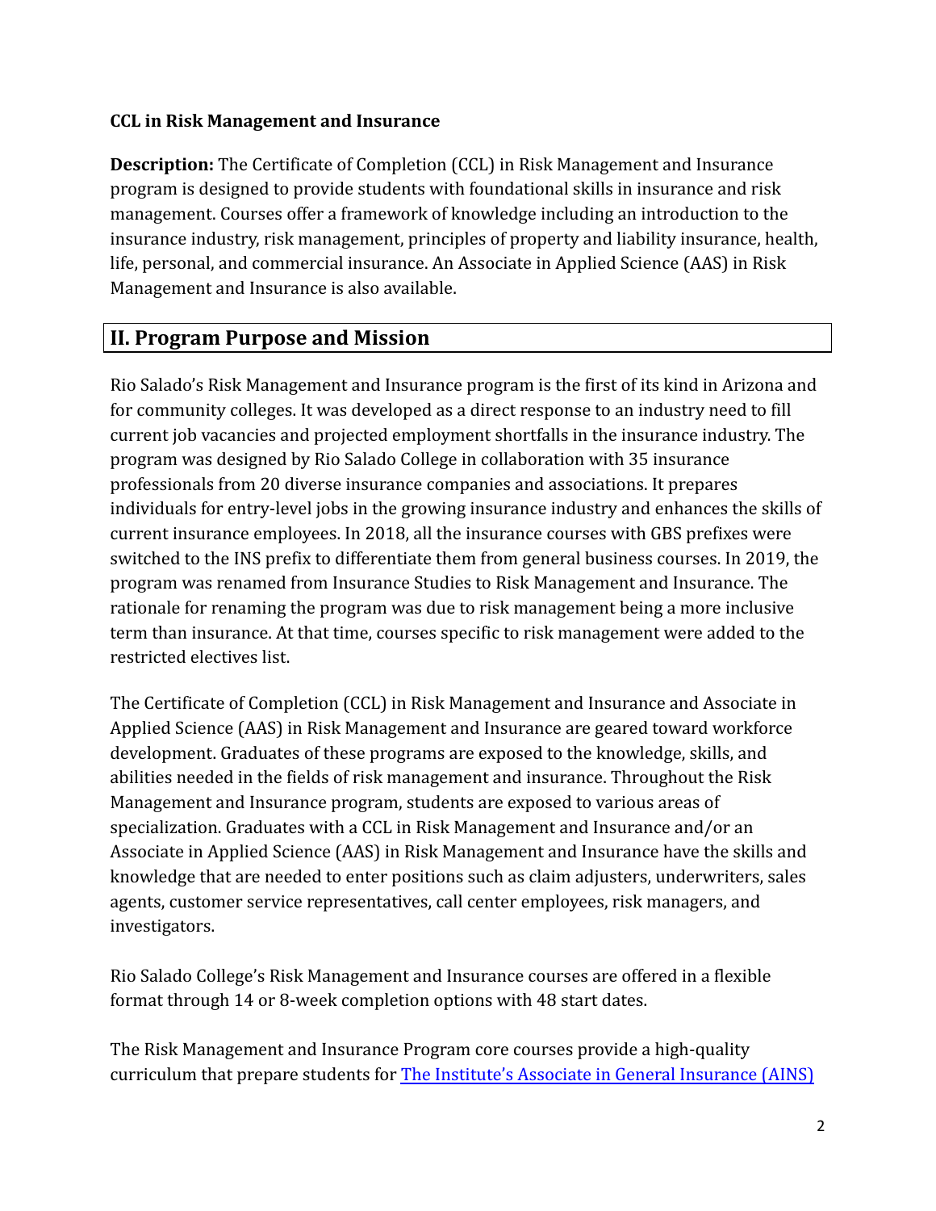**CCL in Risk Management and Insurance**

**Description:** The Certificate of Completion (CCL) in Risk Management and Insurance program is designed to provide students with foundational skills in insurance and risk management. Courses offer a framework of knowledge including an introduction to the insurance industry, risk management, principles of property and liability insurance, health, life, personal, and commercial insurance. An Associate in Applied Science (AAS) in Risk Management and Insurance is also available.

## II. Program Purpose and Mission

Rio Salado's Risk Management and Insurance program is the first of its kind in Arizona and for community colleges. It was developed as a direct response to an industry need to fill current job vacancies and projected employment shortfalls in the insurance industry. The program was designed by Rio Salado College in collaboration with 35 insurance professionals from 20 diverse insurance companies and associations. It prepares individuals for entry-level jobs in the growing insurance industry and enhances the skills of current insurance employees. In 2018, all the insurance courses with GBS prefixes were switched to the INS prefix to differentiate them from general business courses. In 2019, the program was renamed from Insurance Studies to Risk Management and Insurance. The rationale for renaming the program was due to risk management being a more inclusive term than insurance. At that time, courses specific to risk management were added to the restricted electives list.

The Certificate of Completion (CCL) in Risk Management and Insurance and Associate in Applied Science (AAS) in Risk Management and Insurance are geared toward workforce development. Graduates of these programs are exposed to the knowledge, skills, and abilities needed in the fields of risk management and insurance. Throughout the Risk Management and Insurance program, students are exposed to various areas of specialization. Graduates with a CCL in Risk Management and Insurance and/or an Associate in Applied Science (AAS) in Risk Management and Insurance have the skills and knowledge that are needed to enter positions such as claim adjusters, underwriters, sales agents, customer service representatives, call center employees, risk managers, and investigators.

Rio Salado College's Risk Management and Insurance courses are offered in a flexible format through 14 or 8-week completion options with 48 start dates.

The Risk Management and Insurance Program core courses provide a high-quality curriculum that prepare students for [The Institute's Associate in General Insurance (AINS)]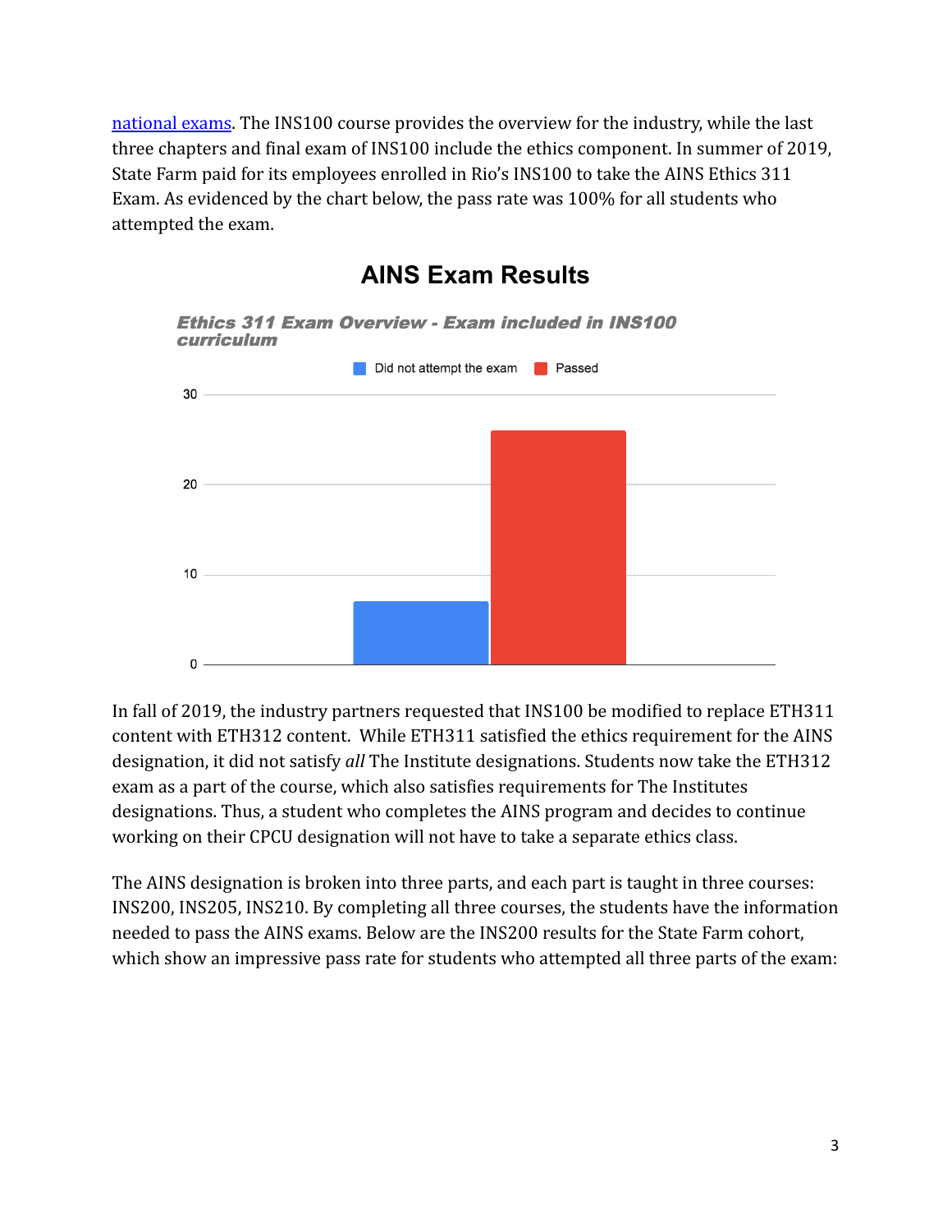national exams. The INS100 course provides the overview for the industry, while the last three chapters and final exam of INS100 include the ethics component. In summer of 2019, State Farm paid for its employees enrolled in Rio's INS100 to take the AINS Ethics 311 Exam. As evidenced by the chart below, the pass rate was 100% for all students who attempted the exam.

**AINS Exam Results**

*Ethics 311 Exam Overview - Exam included in INS100 curriculum*

In fall of 2019, the industry partners requested that INS100 be modified to replace ETH311 content with ETH312 content. While ETH311 satisfied the ethics requirement for the AINS designation, it did not satisfy *all* The Institute designations. Students now take the ETH312 exam as a part of the course, which also satisfies requirements for The Institutes designations. Thus, a student who completes the AINS program and decides to continue working on their CPCU designation will not have to take a separate ethics class.

The AINS designation is broken into three parts, and each part is taught in three courses: INS200, INS205, INS210. By completing all three courses, the students have the information needed to pass the AINS exams. Below are the INS200 results for the State Farm cohort, which show an impressive pass rate for students who attempted all three parts of the exam: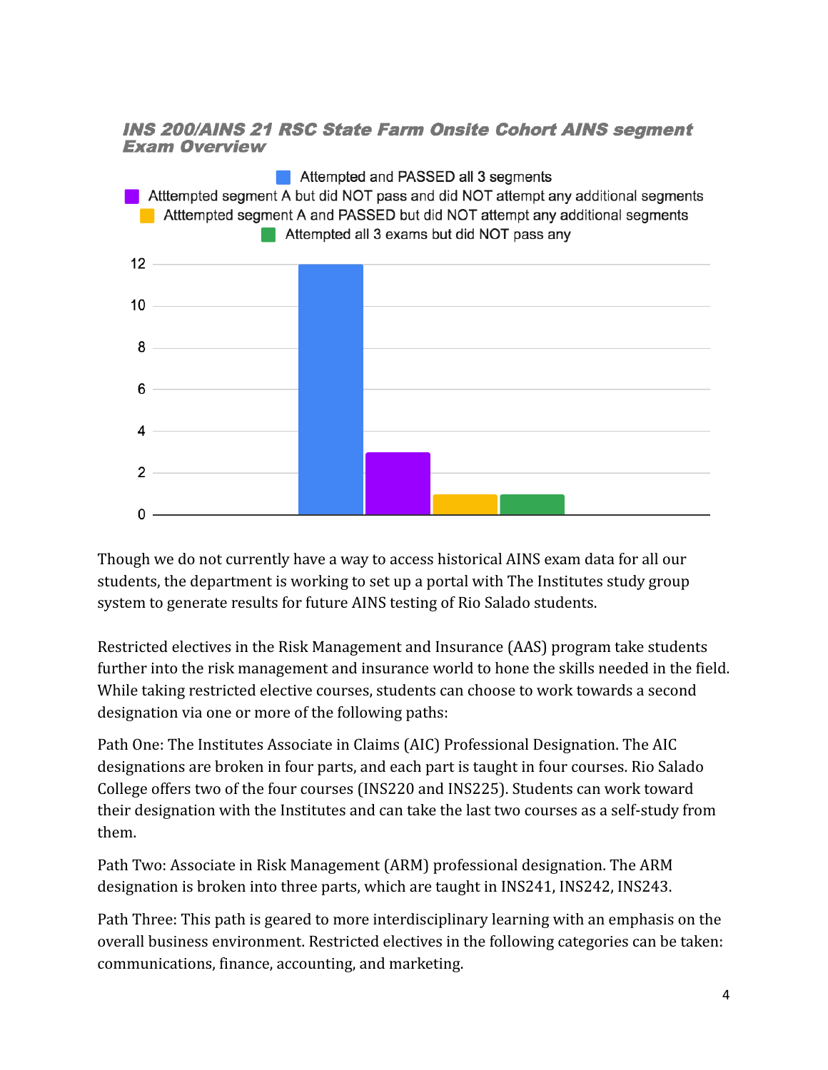***INS 200/AINS 21 RSC State Farm Onsite Cohort AINS segment Exam Overview***

| Category | Count |
|---|---|
| Attempted and PASSED all 3 segments | 12 |
| Atttempted segment A but did NOT pass and did NOT attempt any additional segments | 3 |
| Atttempted segment A and PASSED but did NOT attempt any additional segments | 1 |
| Attempted all 3 exams but did NOT pass any | 1 |

Though we do not currently have a way to access historical AINS exam data for all our students, the department is working to set up a portal with The Institutes study group system to generate results for future AINS testing of Rio Salado students.

Restricted electives in the Risk Management and Insurance (AAS) program take students further into the risk management and insurance world to hone the skills needed in the field. While taking restricted elective courses, students can choose to work towards a second designation via one or more of the following paths:

Path One: The Institutes Associate in Claims (AIC) Professional Designation. The AIC designations are broken in four parts, and each part is taught in four courses. Rio Salado College offers two of the four courses (INS220 and INS225). Students can work toward their designation with the Institutes and can take the last two courses as a self-study from them.

Path Two: Associate in Risk Management (ARM) professional designation. The ARM designation is broken into three parts, which are taught in INS241, INS242, INS243.

Path Three: This path is geared to more interdisciplinary learning with an emphasis on the overall business environment. Restricted electives in the following categories can be taken: communications, finance, accounting, and marketing.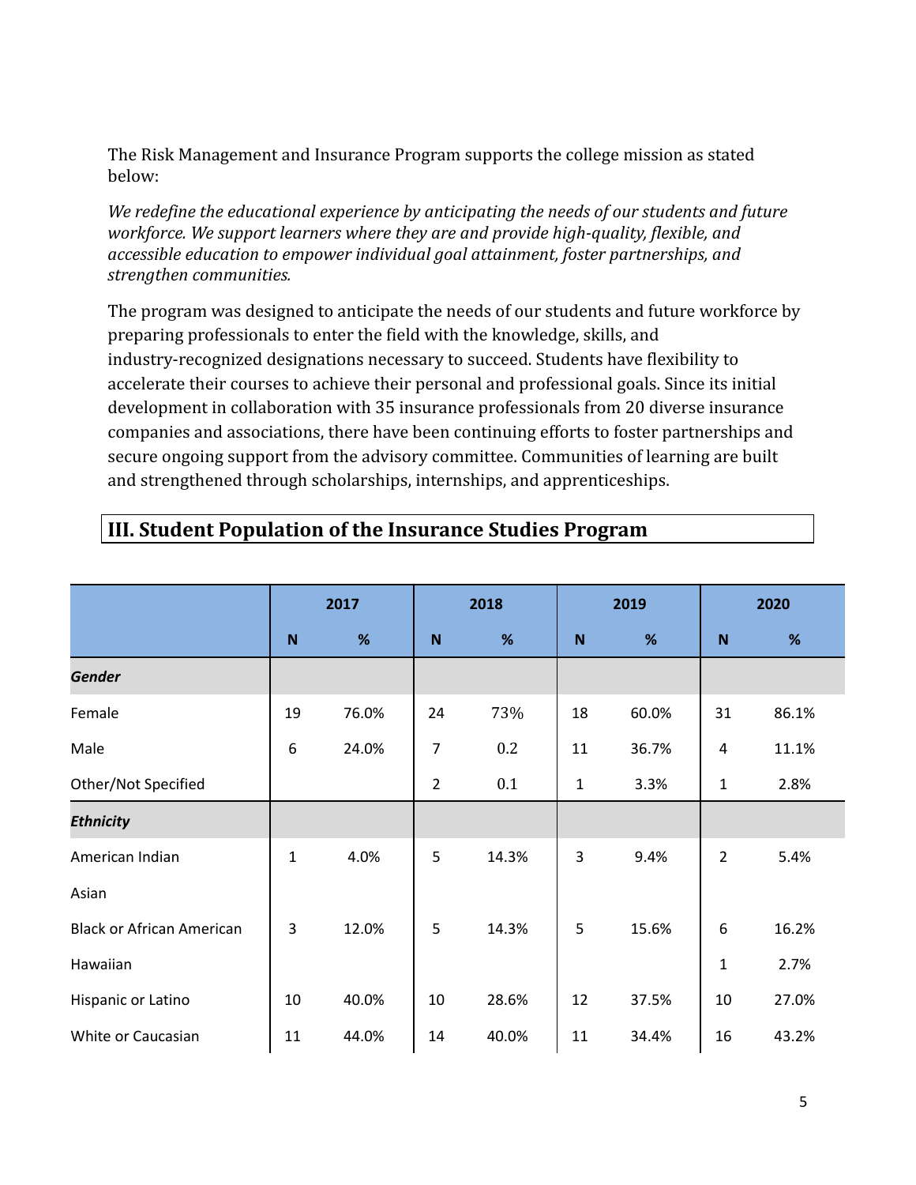The Risk Management and Insurance Program supports the college mission as stated below:

*We redefine the educational experience by anticipating the needs of our students and future workforce. We support learners where they are and provide high-quality, flexible, and accessible education to empower individual goal attainment, foster partnerships, and strengthen communities.*

The program was designed to anticipate the needs of our students and future workforce by preparing professionals to enter the field with the knowledge, skills, and industry-recognized designations necessary to succeed. Students have flexibility to accelerate their courses to achieve their personal and professional goals. Since its initial development in collaboration with 35 insurance professionals from 20 diverse insurance companies and associations, there have been continuing efforts to foster partnerships and secure ongoing support from the advisory committee. Communities of learning are built and strengthened through scholarships, internships, and apprenticeships.

## III. Student Population of the Insurance Studies Program

| | 2017 | | 2018 | | 2019 | | 2020 | |
|---|---|---|---|---|---|---|---|---|
| | N | % | N | % | N | % | N | % |
| ***Gender*** | | | | | | | | |
| Female | 19 | 76.0% | 24 | 73% | 18 | 60.0% | 31 | 86.1% |
| Male | 6 | 24.0% | 7 | 0.2 | 11 | 36.7% | 4 | 11.1% |
| Other/Not Specified | | | 2 | 0.1 | 1 | 3.3% | 1 | 2.8% |
| ***Ethnicity*** | | | | | | | | |
| American Indian | 1 | 4.0% | 5 | 14.3% | 3 | 9.4% | 2 | 5.4% |
| Asian | | | | | | | | |
| Black or African American | 3 | 12.0% | 5 | 14.3% | 5 | 15.6% | 6 | 16.2% |
| Hawaiian | | | | | | | 1 | 2.7% |
| Hispanic or Latino | 10 | 40.0% | 10 | 28.6% | 12 | 37.5% | 10 | 27.0% |
| White or Caucasian | 11 | 44.0% | 14 | 40.0% | 11 | 34.4% | 16 | 43.2% |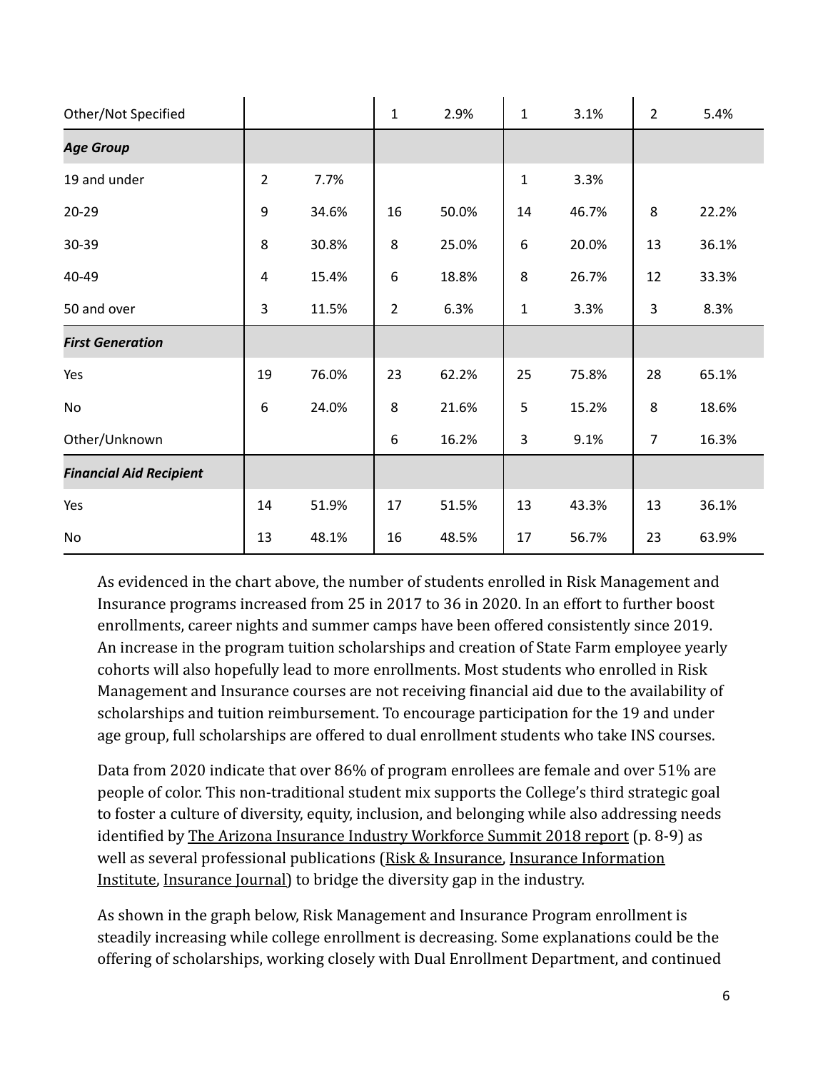| | | | | | | | | |
|---|---|---|---|---|---|---|---|---|
| Other/Not Specified | | | 1 | 2.9% | 1 | 3.1% | 2 | 5.4% |
| ***Age Group*** | | | | | | | | |
| 19 and under | 2 | 7.7% | | | 1 | 3.3% | | |
| 20-29 | 9 | 34.6% | 16 | 50.0% | 14 | 46.7% | 8 | 22.2% |
| 30-39 | 8 | 30.8% | 8 | 25.0% | 6 | 20.0% | 13 | 36.1% |
| 40-49 | 4 | 15.4% | 6 | 18.8% | 8 | 26.7% | 12 | 33.3% |
| 50 and over | 3 | 11.5% | 2 | 6.3% | 1 | 3.3% | 3 | 8.3% |
| ***First Generation*** | | | | | | | | |
| Yes | 19 | 76.0% | 23 | 62.2% | 25 | 75.8% | 28 | 65.1% |
| No | 6 | 24.0% | 8 | 21.6% | 5 | 15.2% | 8 | 18.6% |
| Other/Unknown | | | 6 | 16.2% | 3 | 9.1% | 7 | 16.3% |
| ***Financial Aid Recipient*** | | | | | | | | |
| Yes | 14 | 51.9% | 17 | 51.5% | 13 | 43.3% | 13 | 36.1% |
| No | 13 | 48.1% | 16 | 48.5% | 17 | 56.7% | 23 | 63.9% |

As evidenced in the chart above, the number of students enrolled in Risk Management and Insurance programs increased from 25 in 2017 to 36 in 2020. In an effort to further boost enrollments, career nights and summer camps have been offered consistently since 2019. An increase in the program tuition scholarships and creation of State Farm employee yearly cohorts will also hopefully lead to more enrollments. Most students who enrolled in Risk Management and Insurance courses are not receiving financial aid due to the availability of scholarships and tuition reimbursement. To encourage participation for the 19 and under age group, full scholarships are offered to dual enrollment students who take INS courses.

Data from 2020 indicate that over 86% of program enrollees are female and over 51% are people of color. This non-traditional student mix supports the College's third strategic goal to foster a culture of diversity, equity, inclusion, and belonging while also addressing needs identified by The Arizona Insurance Industry Workforce Summit 2018 report (p. 8-9) as well as several professional publications (Risk & Insurance, Insurance Information Institute, Insurance Journal) to bridge the diversity gap in the industry.

As shown in the graph below, Risk Management and Insurance Program enrollment is steadily increasing while college enrollment is decreasing. Some explanations could be the offering of scholarships, working closely with Dual Enrollment Department, and continued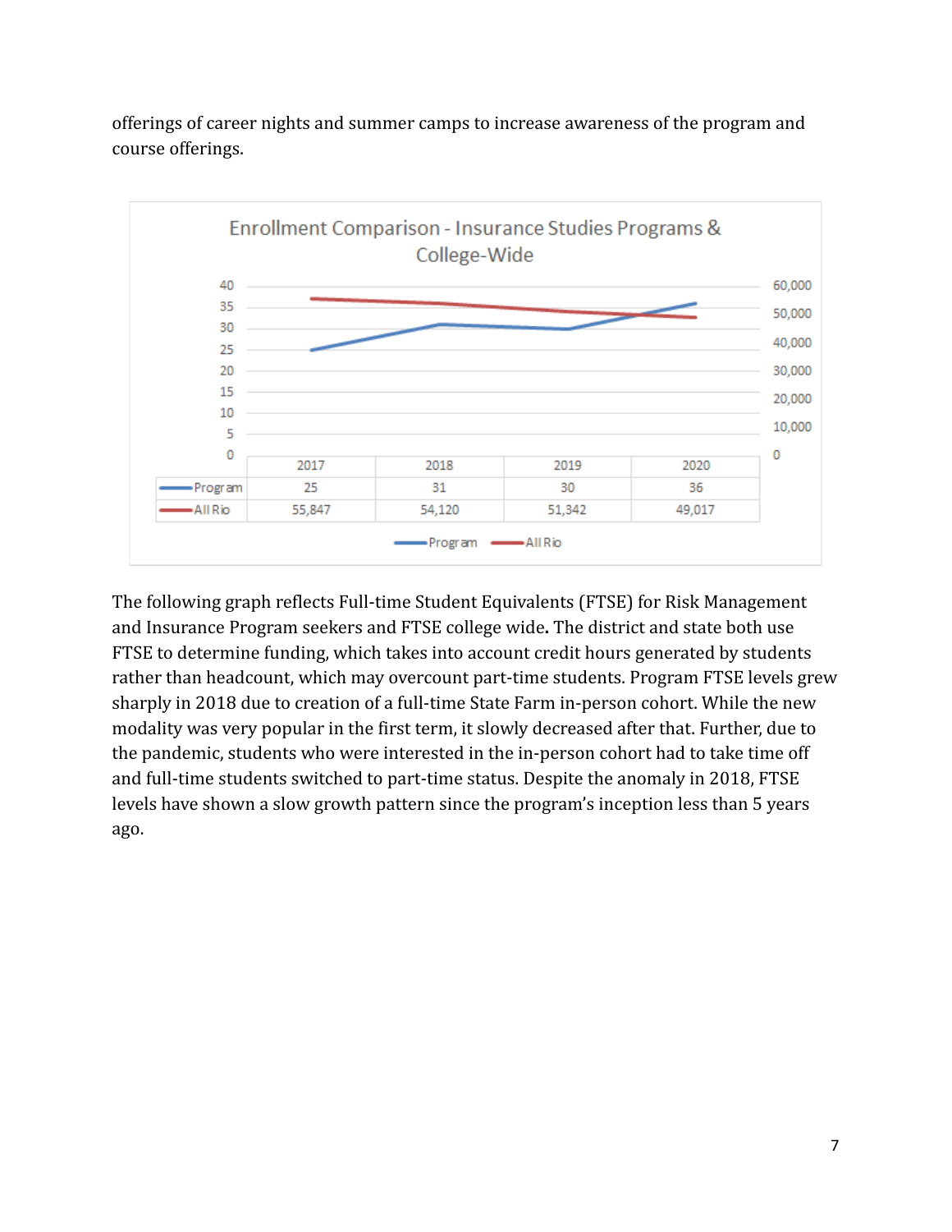offerings of career nights and summer camps to increase awareness of the program and course offerings.

**Enrollment Comparison - Insurance Studies Programs & College-Wide**

| | 2017 | 2018 | 2019 | 2020 |
|---|---|---|---|---|
| Program | 25 | 31 | 30 | 36 |
| All Rio | 55,847 | 54,120 | 51,342 | 49,017 |

The following graph reflects Full-time Student Equivalents (FTSE) for Risk Management and Insurance Program seekers and FTSE college wide**.** The district and state both use FTSE to determine funding, which takes into account credit hours generated by students rather than headcount, which may overcount part-time students. Program FTSE levels grew sharply in 2018 due to creation of a full-time State Farm in-person cohort. While the new modality was very popular in the first term, it slowly decreased after that. Further, due to the pandemic, students who were interested in the in-person cohort had to take time off and full-time students switched to part-time status. Despite the anomaly in 2018, FTSE levels have shown a slow growth pattern since the program's inception less than 5 years ago.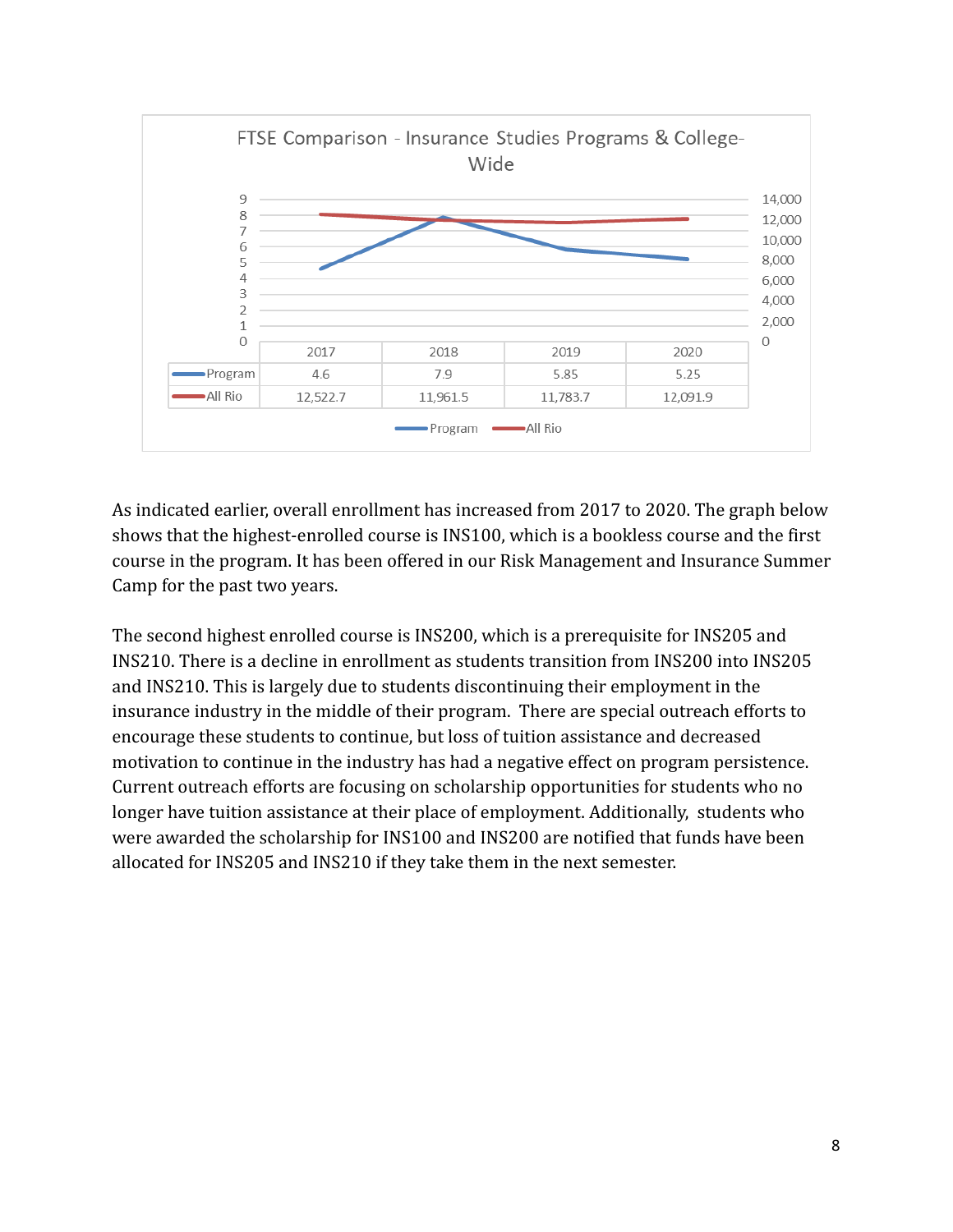**FTSE Comparison - Insurance Studies Programs & College-Wide**

| | 2017 | 2018 | 2019 | 2020 |
|---|---|---|---|---|
| Program | 4.6 | 7.9 | 5.85 | 5.25 |
| All Rio | 12,522.7 | 11,961.5 | 11,783.7 | 12,091.9 |

As indicated earlier, overall enrollment has increased from 2017 to 2020. The graph below shows that the highest-enrolled course is INS100, which is a bookless course and the first course in the program. It has been offered in our Risk Management and Insurance Summer Camp for the past two years.

The second highest enrolled course is INS200, which is a prerequisite for INS205 and INS210. There is a decline in enrollment as students transition from INS200 into INS205 and INS210. This is largely due to students discontinuing their employment in the insurance industry in the middle of their program. There are special outreach efforts to encourage these students to continue, but loss of tuition assistance and decreased motivation to continue in the industry has had a negative effect on program persistence. Current outreach efforts are focusing on scholarship opportunities for students who no longer have tuition assistance at their place of employment. Additionally, students who were awarded the scholarship for INS100 and INS200 are notified that funds have been allocated for INS205 and INS210 if they take them in the next semester.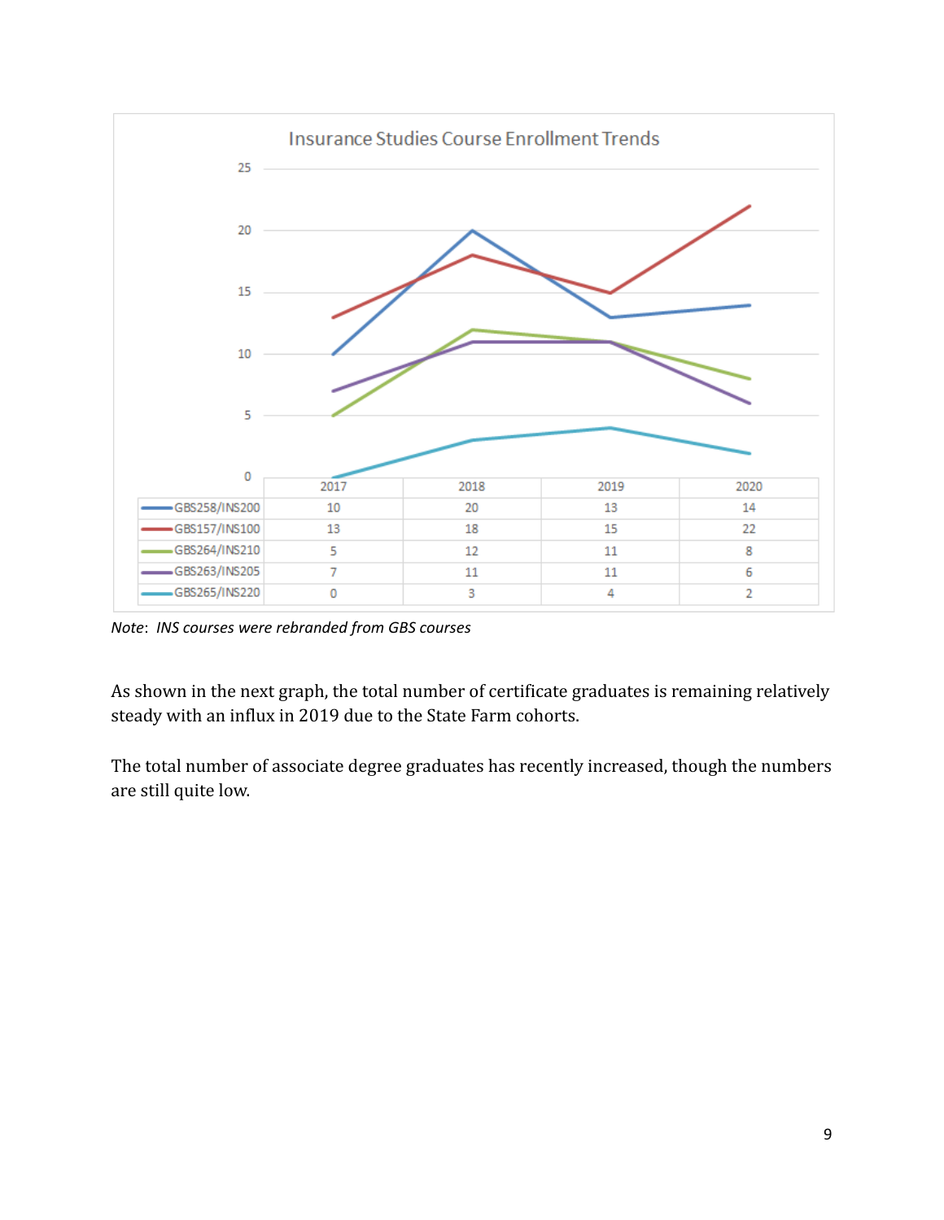**Insurance Studies Course Enrollment Trends**

| | 2017 | 2018 | 2019 | 2020 |
|---|---|---|---|---|
| GBS258/INS200 | 10 | 20 | 13 | 14 |
| GBS157/INS100 | 13 | 18 | 15 | 22 |
| GBS264/INS210 | 5 | 12 | 11 | 8 |
| GBS263/INS205 | 7 | 11 | 11 | 6 |
| GBS265/INS220 | 0 | 3 | 4 | 2 |

*Note*: *INS courses were rebranded from GBS courses*

As shown in the next graph, the total number of certificate graduates is remaining relatively steady with an influx in 2019 due to the State Farm cohorts.

The total number of associate degree graduates has recently increased, though the numbers are still quite low.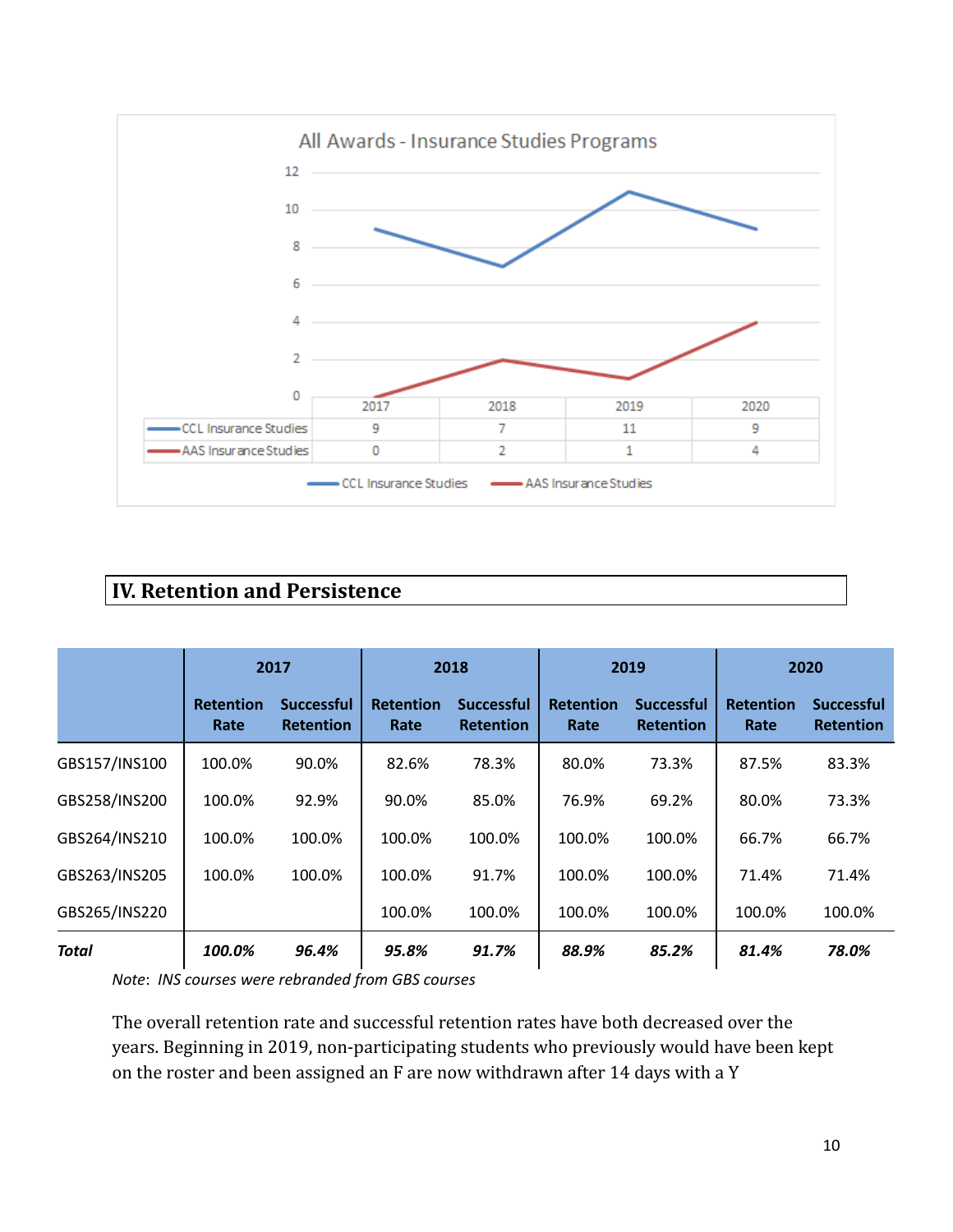All Awards - Insurance Studies Programs

| | 2017 | 2018 | 2019 | 2020 |
|---|---|---|---|---|
| CCL Insurance Studies | 9 | 7 | 11 | 9 |
| AAS Insurance Studies | 0 | 2 | 1 | 4 |

## IV. Retention and Persistence

| | 2017 | | 2018 | | 2019 | | 2020 | |
|---|---|---|---|---|---|---|---|---|
| | Retention Rate | Successful Retention | Retention Rate | Successful Retention | Retention Rate | Successful Retention | Retention Rate | Successful Retention |
| GBS157/INS100 | 100.0% | 90.0% | 82.6% | 78.3% | 80.0% | 73.3% | 87.5% | 83.3% |
| GBS258/INS200 | 100.0% | 92.9% | 90.0% | 85.0% | 76.9% | 69.2% | 80.0% | 73.3% |
| GBS264/INS210 | 100.0% | 100.0% | 100.0% | 100.0% | 100.0% | 100.0% | 66.7% | 66.7% |
| GBS263/INS205 | 100.0% | 100.0% | 100.0% | 91.7% | 100.0% | 100.0% | 71.4% | 71.4% |
| GBS265/INS220 | | | 100.0% | 100.0% | 100.0% | 100.0% | 100.0% | 100.0% |
| ***Total*** | ***100.0%*** | ***96.4%*** | ***95.8%*** | ***91.7%*** | ***88.9%*** | ***85.2%*** | ***81.4%*** | ***78.0%*** |

*Note: INS courses were rebranded from GBS courses*

The overall retention rate and successful retention rates have both decreased over the years. Beginning in 2019, non-participating students who previously would have been kept on the roster and been assigned an F are now withdrawn after 14 days with a Y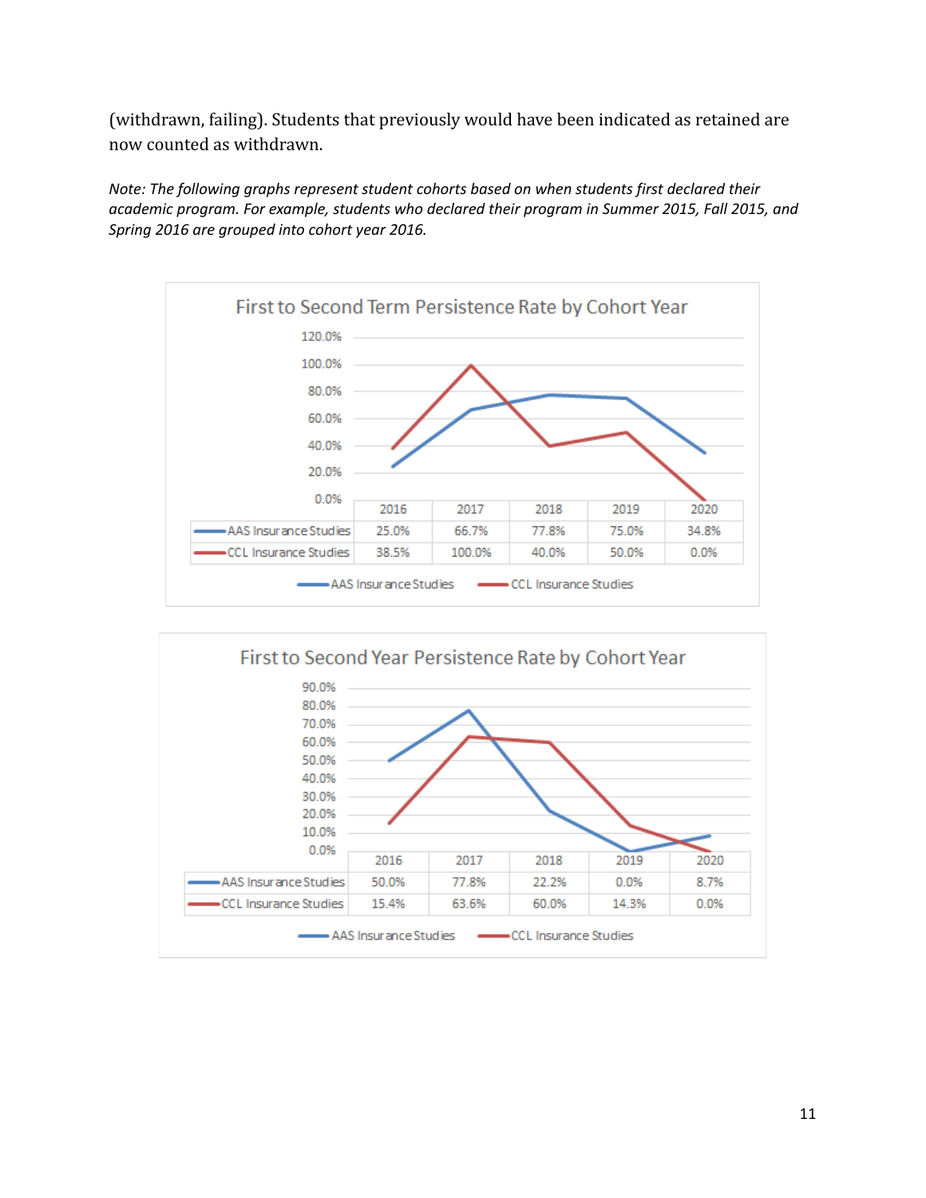(withdrawn, failing). Students that previously would have been indicated as retained are now counted as withdrawn.

*Note: The following graphs represent student cohorts based on when students first declared their academic program. For example, students who declared their program in Summer 2015, Fall 2015, and Spring 2016 are grouped into cohort year 2016.*

**First to Second Term Persistence Rate by Cohort Year**

| | 2016 | 2017 | 2018 | 2019 | 2020 |
|---|---|---|---|---|---|
| AAS Insurance Studies | 25.0% | 66.7% | 77.8% | 75.0% | 34.8% |
| CCL Insurance Studies | 38.5% | 100.0% | 40.0% | 50.0% | 0.0% |

**First to Second Year Persistence Rate by Cohort Year**

| | 2016 | 2017 | 2018 | 2019 | 2020 |
|---|---|---|---|---|---|
| AAS Insurance Studies | 50.0% | 77.8% | 22.2% | 0.0% | 8.7% |
| CCL Insurance Studies | 15.4% | 63.6% | 60.0% | 14.3% | 0.0% |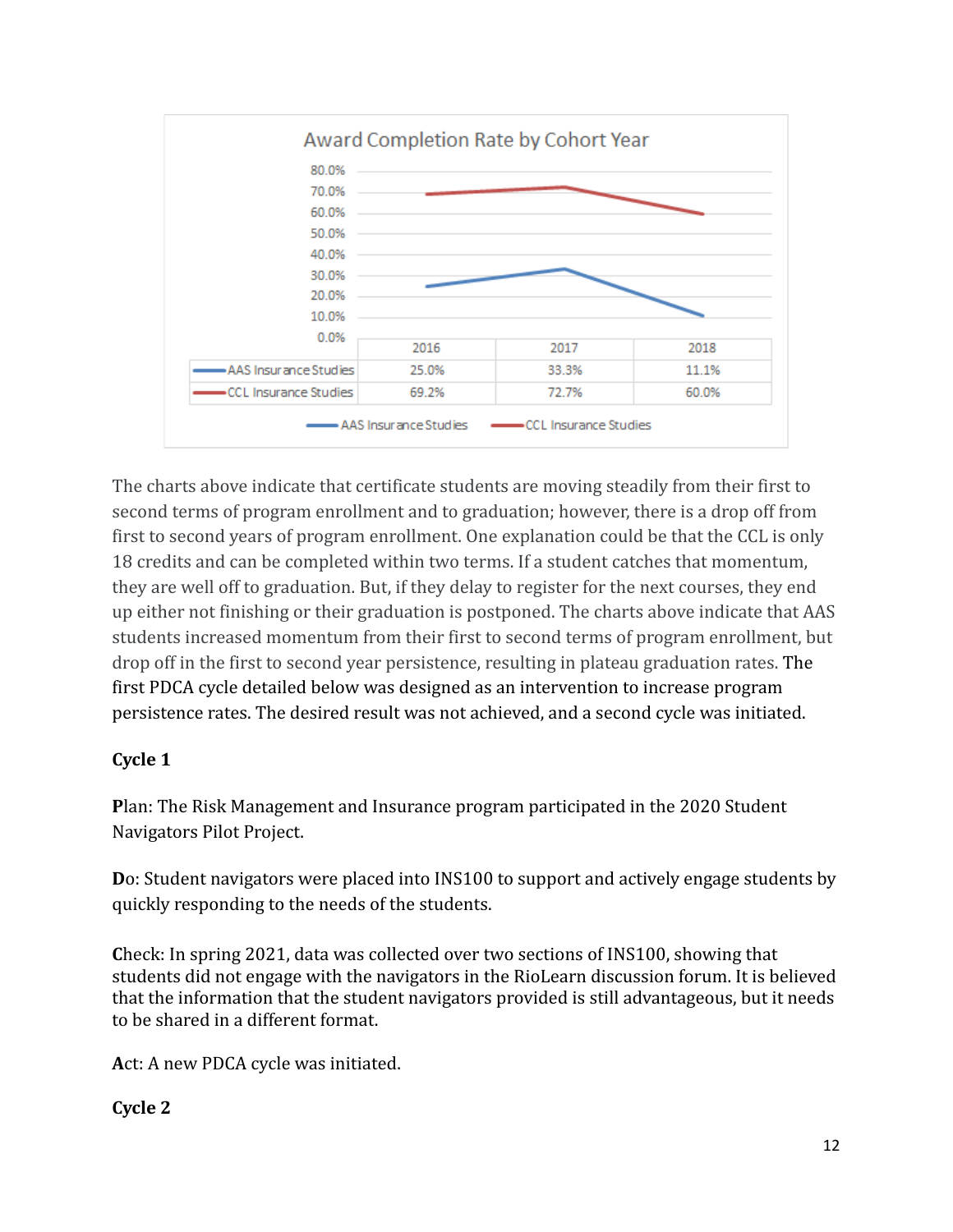**Award Completion Rate by Cohort Year**

| | 2016 | 2017 | 2018 |
|---|---|---|---|
| AAS Insurance Studies | 25.0% | 33.3% | 11.1% |
| CCL Insurance Studies | 69.2% | 72.7% | 60.0% |

The charts above indicate that certificate students are moving steadily from their first to second terms of program enrollment and to graduation; however, there is a drop off from first to second years of program enrollment. One explanation could be that the CCL is only 18 credits and can be completed within two terms. If a student catches that momentum, they are well off to graduation. But, if they delay to register for the next courses, they end up either not finishing or their graduation is postponed. The charts above indicate that AAS students increased momentum from their first to second terms of program enrollment, but drop off in the first to second year persistence, resulting in plateau graduation rates. The first PDCA cycle detailed below was designed as an intervention to increase program persistence rates. The desired result was not achieved, and a second cycle was initiated.

**Cycle 1**

**P**lan: The Risk Management and Insurance program participated in the 2020 Student Navigators Pilot Project.

**D**o: Student navigators were placed into INS100 to support and actively engage students by quickly responding to the needs of the students.

**Ch**eck: In spring 2021, data was collected over two sections of INS100, showing that students did not engage with the navigators in the RioLearn discussion forum. It is believed that the information that the student navigators provided is still advantageous, but it needs to be shared in a different format.

**A**ct: A new PDCA cycle was initiated.

**Cycle 2**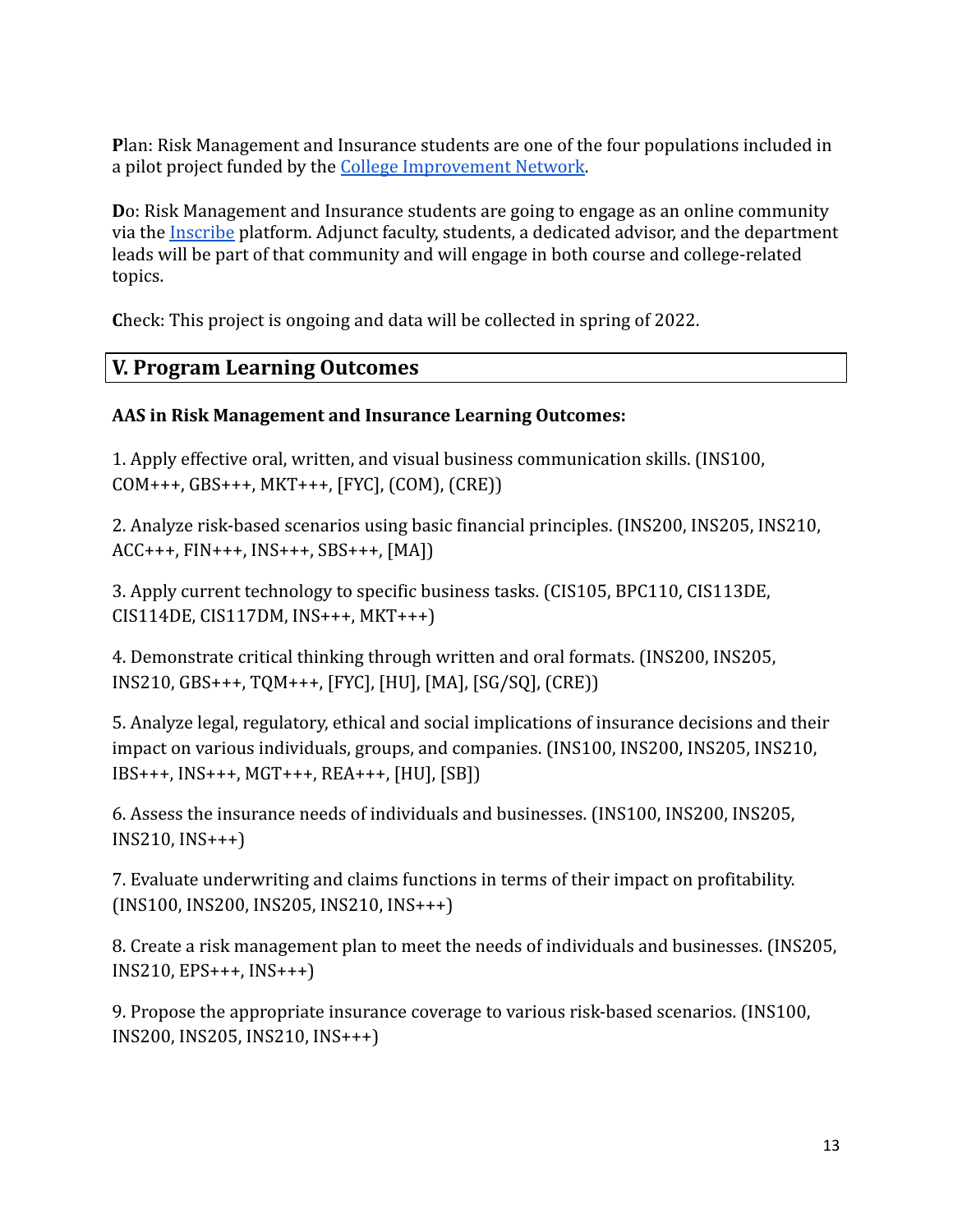**P**lan: Risk Management and Insurance students are one of the four populations included in a pilot project funded by the [College Improvement Network](#).

**D**o: Risk Management and Insurance students are going to engage as an online community via the [Inscribe](#) platform. Adjunct faculty, students, a dedicated advisor, and the department leads will be part of that community and will engage in both course and college-related topics.

**C**heck: This project is ongoing and data will be collected in spring of 2022.

## V. Program Learning Outcomes

**AAS in Risk Management and Insurance Learning Outcomes:**

1. Apply effective oral, written, and visual business communication skills. (INS100, COM+++, GBS+++, MKT+++, [FYC], (COM), (CRE))

2. Analyze risk-based scenarios using basic financial principles. (INS200, INS205, INS210, ACC+++, FIN+++, INS+++, SBS+++, [MA])

3. Apply current technology to specific business tasks. (CIS105, BPC110, CIS113DE, CIS114DE, CIS117DM, INS+++, MKT+++)

4. Demonstrate critical thinking through written and oral formats. (INS200, INS205, INS210, GBS+++, TQM+++, [FYC], [HU], [MA], [SG/SQ], (CRE))

5. Analyze legal, regulatory, ethical and social implications of insurance decisions and their impact on various individuals, groups, and companies. (INS100, INS200, INS205, INS210, IBS+++, INS+++, MGT+++, REA+++, [HU], [SB])

6. Assess the insurance needs of individuals and businesses. (INS100, INS200, INS205, INS210, INS+++)

7. Evaluate underwriting and claims functions in terms of their impact on profitability. (INS100, INS200, INS205, INS210, INS+++)

8. Create a risk management plan to meet the needs of individuals and businesses. (INS205, INS210, EPS+++, INS+++)

9. Propose the appropriate insurance coverage to various risk-based scenarios. (INS100, INS200, INS205, INS210, INS+++)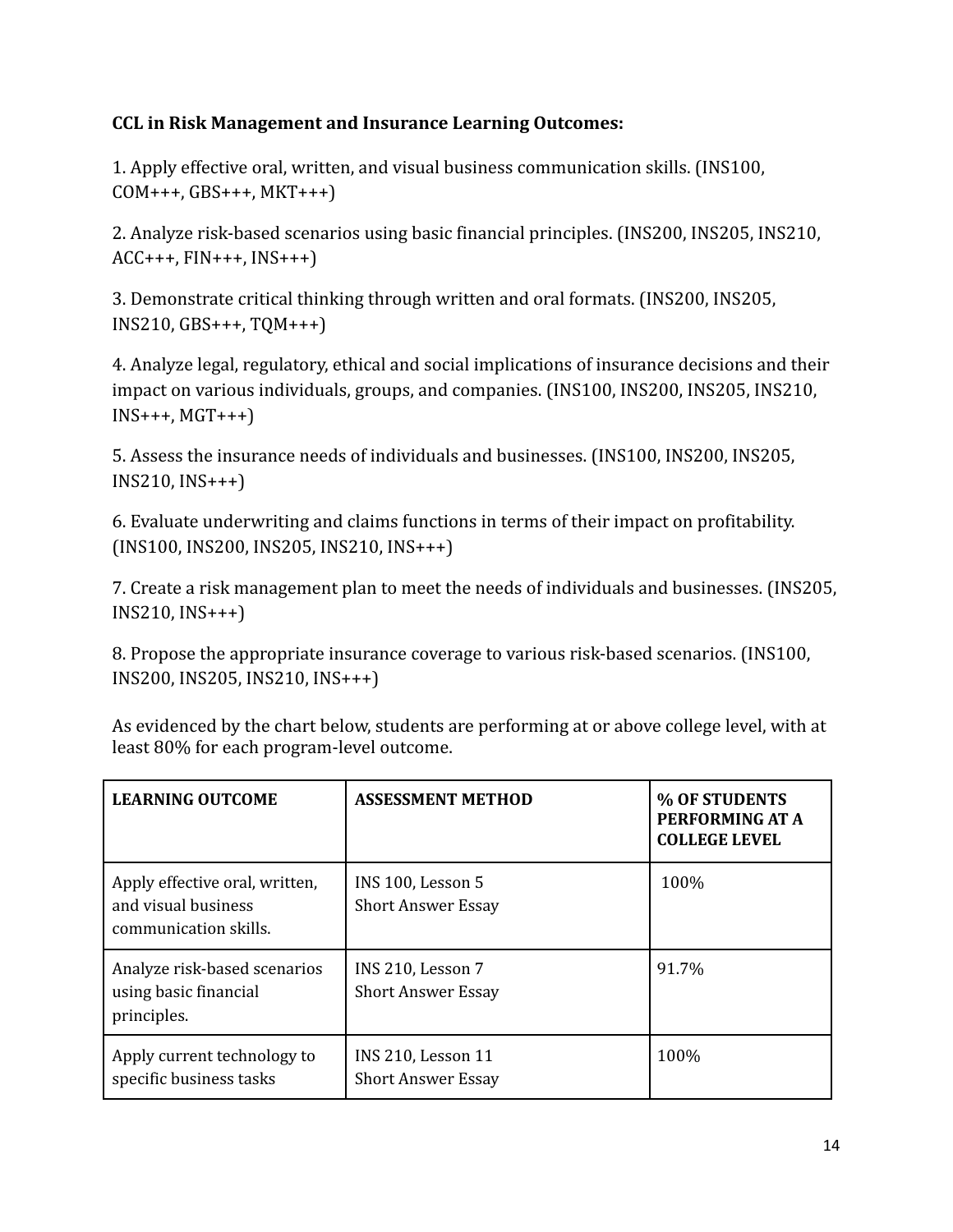**CCL in Risk Management and Insurance Learning Outcomes:**

1. Apply effective oral, written, and visual business communication skills. (INS100, COM+++, GBS+++, MKT+++)

2. Analyze risk-based scenarios using basic financial principles. (INS200, INS205, INS210, ACC+++, FIN+++, INS+++)

3. Demonstrate critical thinking through written and oral formats. (INS200, INS205, INS210, GBS+++, TQM+++)

4. Analyze legal, regulatory, ethical and social implications of insurance decisions and their impact on various individuals, groups, and companies. (INS100, INS200, INS205, INS210, INS+++, MGT+++)

5. Assess the insurance needs of individuals and businesses. (INS100, INS200, INS205, INS210, INS+++)

6. Evaluate underwriting and claims functions in terms of their impact on profitability. (INS100, INS200, INS205, INS210, INS+++)

7. Create a risk management plan to meet the needs of individuals and businesses. (INS205, INS210, INS+++)

8. Propose the appropriate insurance coverage to various risk-based scenarios. (INS100, INS200, INS205, INS210, INS+++)

As evidenced by the chart below, students are performing at or above college level, with at least 80% for each program-level outcome.

| LEARNING OUTCOME | ASSESSMENT METHOD | % OF STUDENTS PERFORMING AT A COLLEGE LEVEL |
|---|---|---|
| Apply effective oral, written, and visual business communication skills. | INS 100, Lesson 5<br>Short Answer Essay | 100% |
| Analyze risk-based scenarios using basic financial principles. | INS 210, Lesson 7<br>Short Answer Essay | 91.7% |
| Apply current technology to specific business tasks | INS 210, Lesson 11<br>Short Answer Essay | 100% |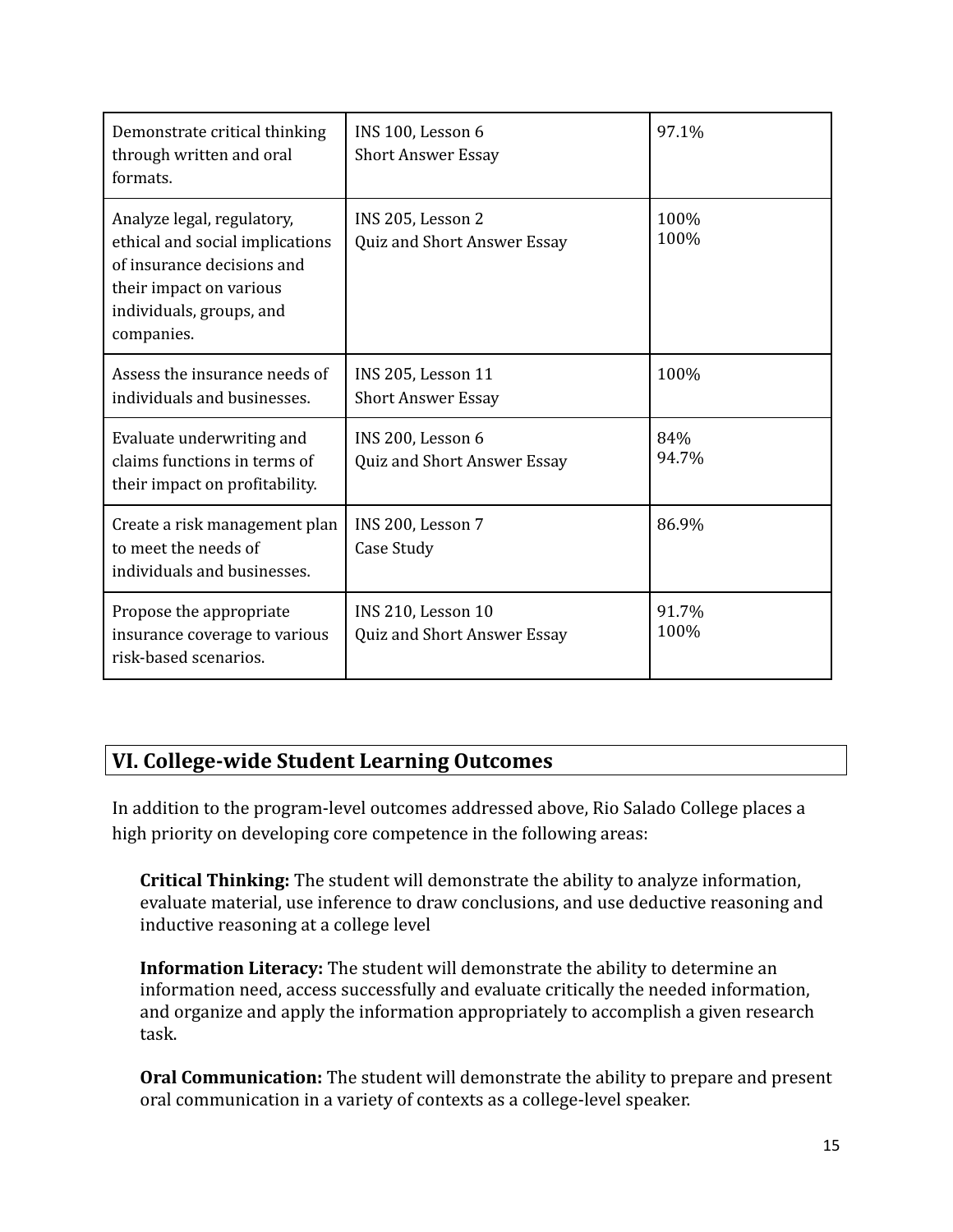| Demonstrate critical thinking through written and oral formats. | INS 100, Lesson 6<br>Short Answer Essay | 97.1% |
|---|---|---|
| Analyze legal, regulatory, ethical and social implications of insurance decisions and their impact on various individuals, groups, and companies. | INS 205, Lesson 2<br>Quiz and Short Answer Essay | 100%<br>100% |
| Assess the insurance needs of individuals and businesses. | INS 205, Lesson 11<br>Short Answer Essay | 100% |
| Evaluate underwriting and claims functions in terms of their impact on profitability. | INS 200, Lesson 6<br>Quiz and Short Answer Essay | 84%<br>94.7% |
| Create a risk management plan to meet the needs of individuals and businesses. | INS 200, Lesson 7<br>Case Study | 86.9% |
| Propose the appropriate insurance coverage to various risk-based scenarios. | INS 210, Lesson 10<br>Quiz and Short Answer Essay | 91.7%<br>100% |

## VI. College-wide Student Learning Outcomes

In addition to the program-level outcomes addressed above, Rio Salado College places a high priority on developing core competence in the following areas:

**Critical Thinking:** The student will demonstrate the ability to analyze information, evaluate material, use inference to draw conclusions, and use deductive reasoning and inductive reasoning at a college level

**Information Literacy:** The student will demonstrate the ability to determine an information need, access successfully and evaluate critically the needed information, and organize and apply the information appropriately to accomplish a given research task.

**Oral Communication:** The student will demonstrate the ability to prepare and present oral communication in a variety of contexts as a college-level speaker.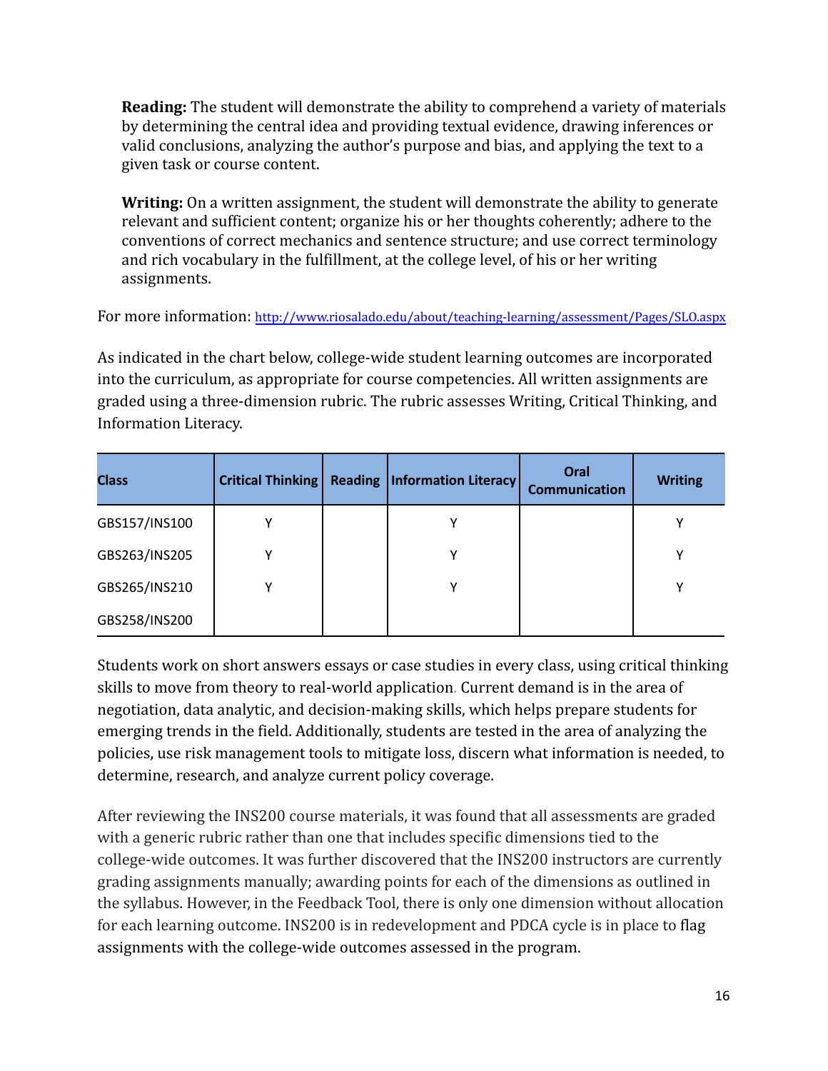**Reading:** The student will demonstrate the ability to comprehend a variety of materials by determining the central idea and providing textual evidence, drawing inferences or valid conclusions, analyzing the author's purpose and bias, and applying the text to a given task or course content.

**Writing:** On a written assignment, the student will demonstrate the ability to generate relevant and sufficient content; organize his or her thoughts coherently; adhere to the conventions of correct mechanics and sentence structure; and use correct terminology and rich vocabulary in the fulfillment, at the college level, of his or her writing assignments.

For more information: http://www.riosalado.edu/about/teaching-learning/assessment/Pages/SLO.aspx

As indicated in the chart below, college-wide student learning outcomes are incorporated into the curriculum, as appropriate for course competencies. All written assignments are graded using a three-dimension rubric. The rubric assesses Writing, Critical Thinking, and Information Literacy.

| Class | Critical Thinking | Reading | Information Literacy | Oral Communication | Writing |
|---|---|---|---|---|---|
| GBS157/INS100 | Y | | Y | | Y |
| GBS263/INS205 | Y | | Y | | Y |
| GBS265/INS210 | Y | | Y | | Y |
| GBS258/INS200 | | | | | |

Students work on short answers essays or case studies in every class, using critical thinking skills to move from theory to real-world application. Current demand is in the area of negotiation, data analytic, and decision-making skills, which helps prepare students for emerging trends in the field. Additionally, students are tested in the area of analyzing the policies, use risk management tools to mitigate loss, discern what information is needed, to determine, research, and analyze current policy coverage.

After reviewing the INS200 course materials, it was found that all assessments are graded with a generic rubric rather than one that includes specific dimensions tied to the college-wide outcomes. It was further discovered that the INS200 instructors are currently grading assignments manually; awarding points for each of the dimensions as outlined in the syllabus. However, in the Feedback Tool, there is only one dimension without allocation for each learning outcome. INS200 is in redevelopment and PDCA cycle is in place to flag assignments with the college-wide outcomes assessed in the program.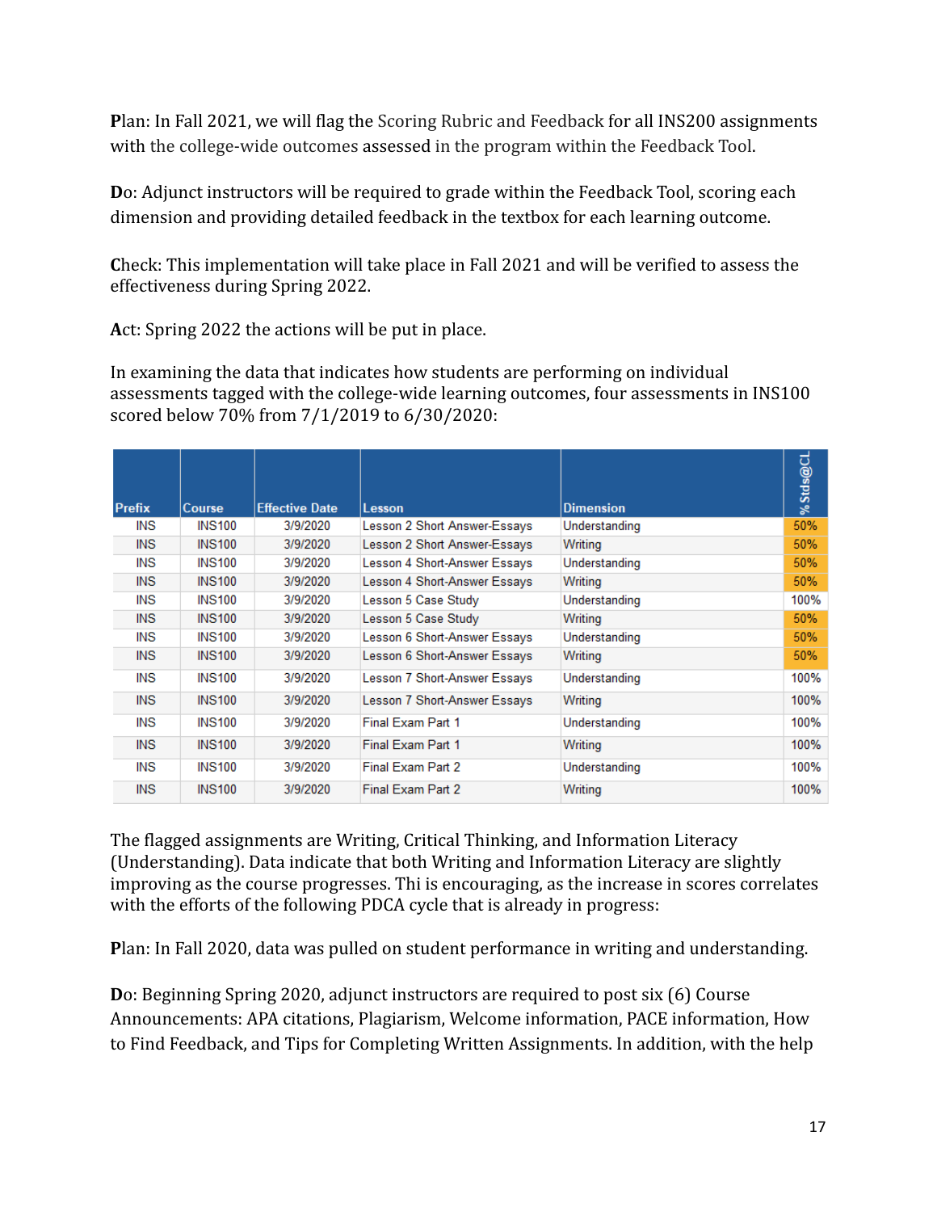**P**lan: In Fall 2021, we will flag the Scoring Rubric and Feedback for all INS200 assignments with the college-wide outcomes assessed in the program within the Feedback Tool.

**D**o: Adjunct instructors will be required to grade within the Feedback Tool, scoring each dimension and providing detailed feedback in the textbox for each learning outcome.

**C**heck: This implementation will take place in Fall 2021 and will be verified to assess the effectiveness during Spring 2022.

**A**ct: Spring 2022 the actions will be put in place.

In examining the data that indicates how students are performing on individual assessments tagged with the college-wide learning outcomes, four assessments in INS100 scored below 70% from 7/1/2019 to 6/30/2020:

| Prefix | Course | Effective Date | Lesson | Dimension | % Stds@CL |
|---|---|---|---|---|---|
| INS | INS100 | 3/9/2020 | Lesson 2 Short Answer-Essays | Understanding | 50% |
| INS | INS100 | 3/9/2020 | Lesson 2 Short Answer-Essays | Writing | 50% |
| INS | INS100 | 3/9/2020 | Lesson 4 Short-Answer Essays | Understanding | 50% |
| INS | INS100 | 3/9/2020 | Lesson 4 Short-Answer Essays | Writing | 50% |
| INS | INS100 | 3/9/2020 | Lesson 5 Case Study | Understanding | 100% |
| INS | INS100 | 3/9/2020 | Lesson 5 Case Study | Writing | 50% |
| INS | INS100 | 3/9/2020 | Lesson 6 Short-Answer Essays | Understanding | 50% |
| INS | INS100 | 3/9/2020 | Lesson 6 Short-Answer Essays | Writing | 50% |
| INS | INS100 | 3/9/2020 | Lesson 7 Short-Answer Essays | Understanding | 100% |
| INS | INS100 | 3/9/2020 | Lesson 7 Short-Answer Essays | Writing | 100% |
| INS | INS100 | 3/9/2020 | Final Exam Part 1 | Understanding | 100% |
| INS | INS100 | 3/9/2020 | Final Exam Part 1 | Writing | 100% |
| INS | INS100 | 3/9/2020 | Final Exam Part 2 | Understanding | 100% |
| INS | INS100 | 3/9/2020 | Final Exam Part 2 | Writing | 100% |

The flagged assignments are Writing, Critical Thinking, and Information Literacy (Understanding). Data indicate that both Writing and Information Literacy are slightly improving as the course progresses. Thi is encouraging, as the increase in scores correlates with the efforts of the following PDCA cycle that is already in progress:

**P**lan: In Fall 2020, data was pulled on student performance in writing and understanding.

**D**o: Beginning Spring 2020, adjunct instructors are required to post six (6) Course Announcements: APA citations, Plagiarism, Welcome information, PACE information, How to Find Feedback, and Tips for Completing Written Assignments. In addition, with the help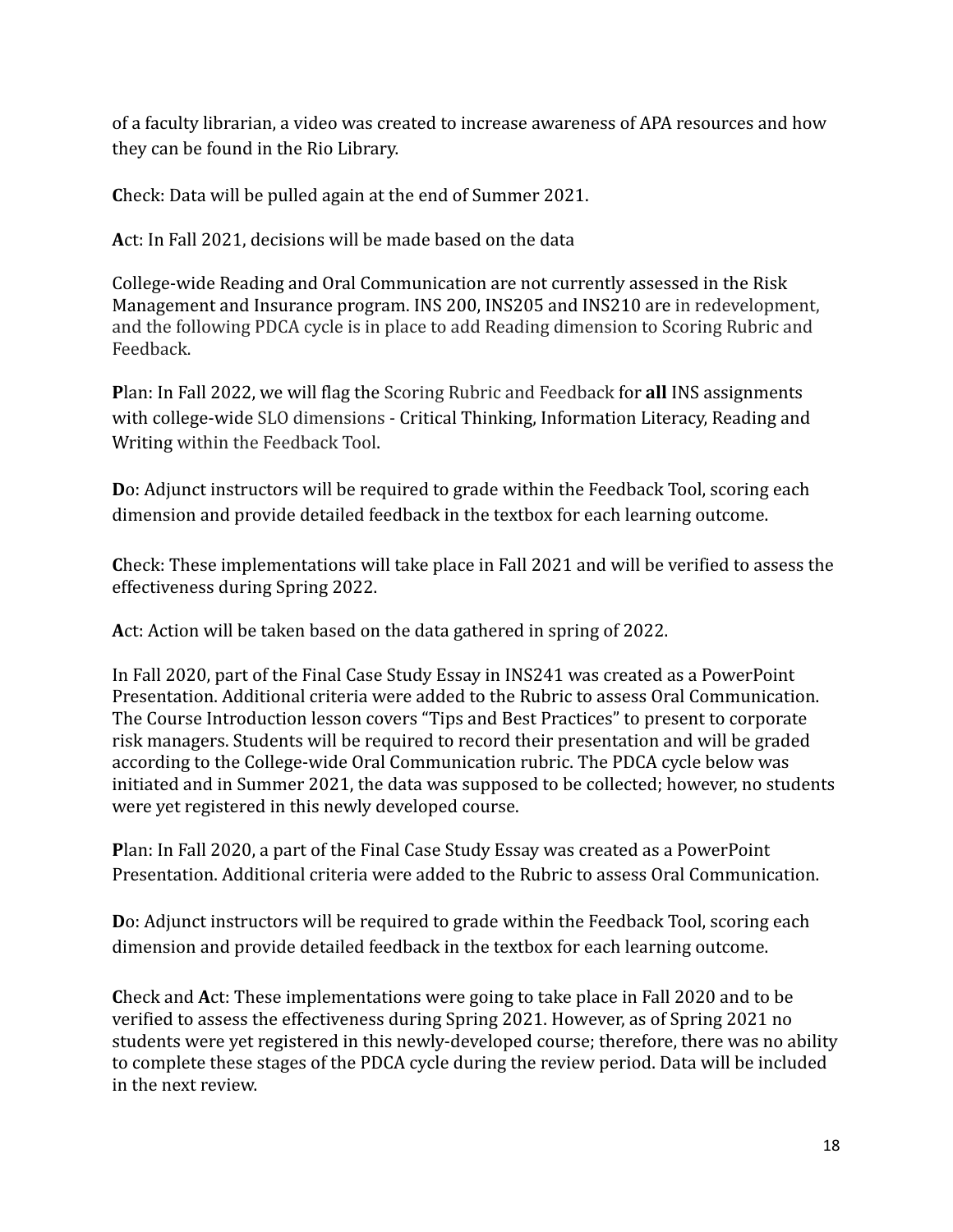of a faculty librarian, a video was created to increase awareness of APA resources and how they can be found in the Rio Library.

**C**heck: Data will be pulled again at the end of Summer 2021.

**A**ct: In Fall 2021, decisions will be made based on the data

College-wide Reading and Oral Communication are not currently assessed in the Risk Management and Insurance program. INS 200, INS205 and INS210 are in redevelopment, and the following PDCA cycle is in place to add Reading dimension to Scoring Rubric and Feedback.

**P**lan: In Fall 2022, we will flag the Scoring Rubric and Feedback for **all** INS assignments with college-wide SLO dimensions - Critical Thinking, Information Literacy, Reading and Writing within the Feedback Tool.

**D**o: Adjunct instructors will be required to grade within the Feedback Tool, scoring each dimension and provide detailed feedback in the textbox for each learning outcome.

**C**heck: These implementations will take place in Fall 2021 and will be verified to assess the effectiveness during Spring 2022.

**A**ct: Action will be taken based on the data gathered in spring of 2022.

In Fall 2020, part of the Final Case Study Essay in INS241 was created as a PowerPoint Presentation. Additional criteria were added to the Rubric to assess Oral Communication. The Course Introduction lesson covers "Tips and Best Practices" to present to corporate risk managers. Students will be required to record their presentation and will be graded according to the College-wide Oral Communication rubric. The PDCA cycle below was initiated and in Summer 2021, the data was supposed to be collected; however, no students were yet registered in this newly developed course.

**P**lan: In Fall 2020, a part of the Final Case Study Essay was created as a PowerPoint Presentation. Additional criteria were added to the Rubric to assess Oral Communication.

**D**o: Adjunct instructors will be required to grade within the Feedback Tool, scoring each dimension and provide detailed feedback in the textbox for each learning outcome.

**C**heck and **A**ct: These implementations were going to take place in Fall 2020 and to be verified to assess the effectiveness during Spring 2021. However, as of Spring 2021 no students were yet registered in this newly-developed course; therefore, there was no ability to complete these stages of the PDCA cycle during the review period. Data will be included in the next review.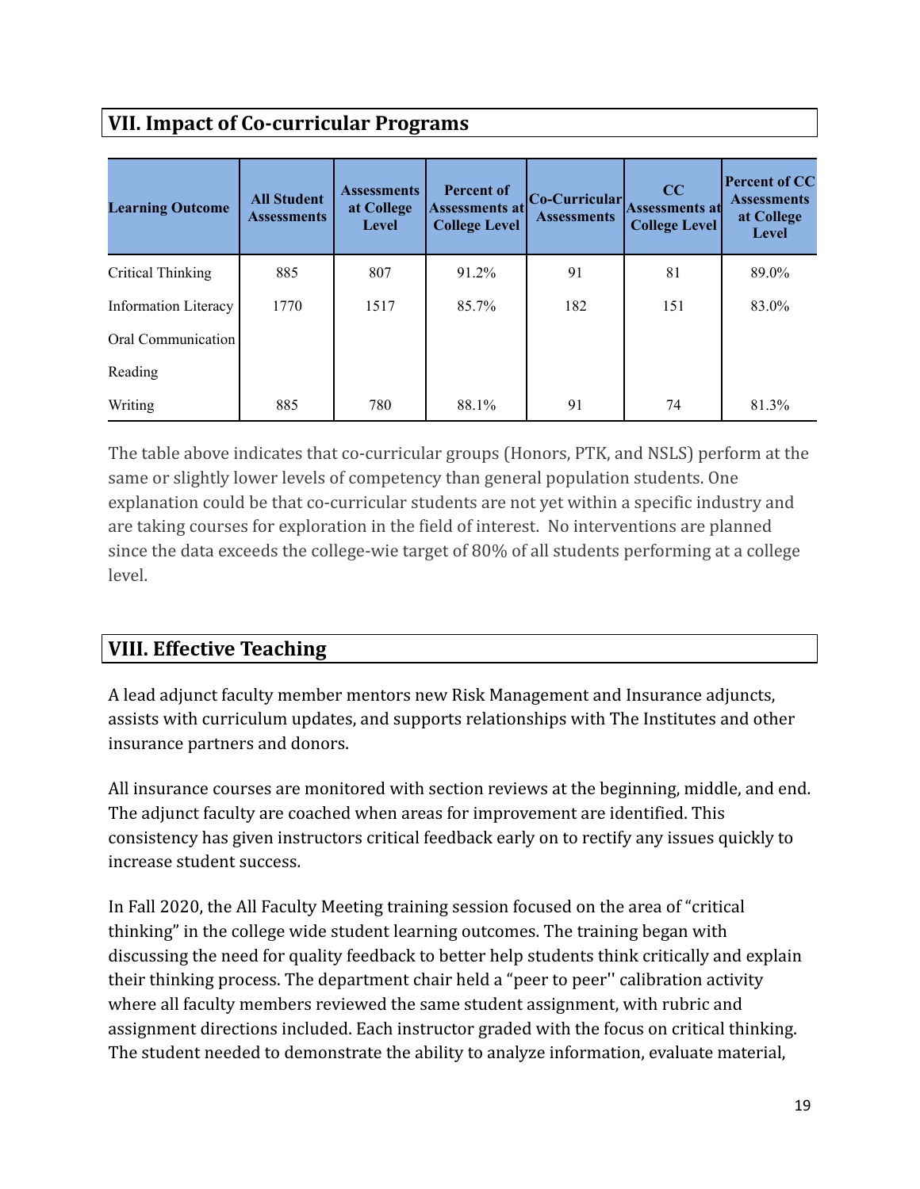## VII. Impact of Co-curricular Programs

| Learning Outcome | All Student Assessments | Assessments at College Level | Percent of Assessments at College Level | Co-Curricular Assessments | CC Assessments at College Level | Percent of CC Assessments at College Level |
|---|---|---|---|---|---|---|
| Critical Thinking | 885 | 807 | 91.2% | 91 | 81 | 89.0% |
| Information Literacy | 1770 | 1517 | 85.7% | 182 | 151 | 83.0% |
| Oral Communication | | | | | | |
| Reading | | | | | | |
| Writing | 885 | 780 | 88.1% | 91 | 74 | 81.3% |

The table above indicates that co-curricular groups (Honors, PTK, and NSLS) perform at the same or slightly lower levels of competency than general population students. One explanation could be that co-curricular students are not yet within a specific industry and are taking courses for exploration in the field of interest. No interventions are planned since the data exceeds the college-wie target of 80% of all students performing at a college level.

## VIII. Effective Teaching

A lead adjunct faculty member mentors new Risk Management and Insurance adjuncts, assists with curriculum updates, and supports relationships with The Institutes and other insurance partners and donors.

All insurance courses are monitored with section reviews at the beginning, middle, and end. The adjunct faculty are coached when areas for improvement are identified. This consistency has given instructors critical feedback early on to rectify any issues quickly to increase student success.

In Fall 2020, the All Faculty Meeting training session focused on the area of "critical thinking" in the college wide student learning outcomes. The training began with discussing the need for quality feedback to better help students think critically and explain their thinking process. The department chair held a "peer to peer'' calibration activity where all faculty members reviewed the same student assignment, with rubric and assignment directions included. Each instructor graded with the focus on critical thinking. The student needed to demonstrate the ability to analyze information, evaluate material,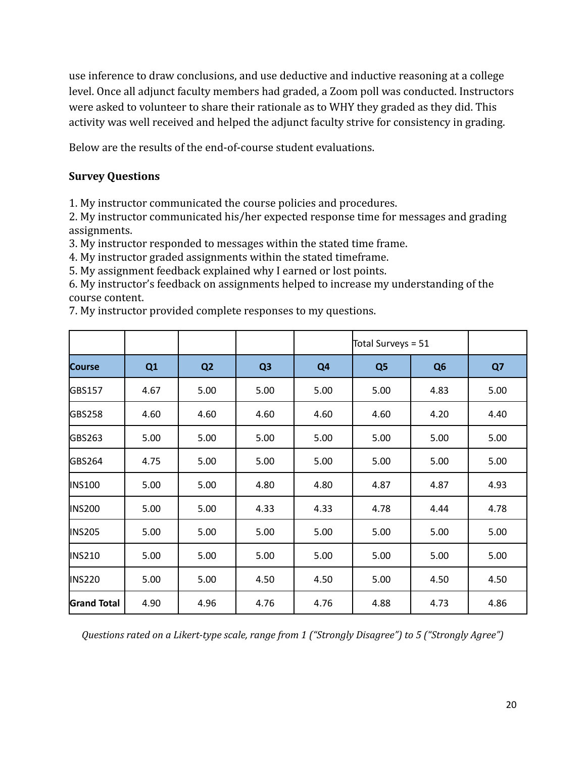use inference to draw conclusions, and use deductive and inductive reasoning at a college level. Once all adjunct faculty members had graded, a Zoom poll was conducted. Instructors were asked to volunteer to share their rationale as to WHY they graded as they did. This activity was well received and helped the adjunct faculty strive for consistency in grading.

Below are the results of the end-of-course student evaluations.

**Survey Questions**

1. My instructor communicated the course policies and procedures.
2. My instructor communicated his/her expected response time for messages and grading assignments.
3. My instructor responded to messages within the stated time frame.
4. My instructor graded assignments within the stated timeframe.
5. My assignment feedback explained why I earned or lost points.
6. My instructor's feedback on assignments helped to increase my understanding of the course content.
7. My instructor provided complete responses to my questions.

| | | | | | Total Surveys = 51 | | |
|---|---|---|---|---|---|---|---|
| **Course** | **Q1** | **Q2** | **Q3** | **Q4** | **Q5** | **Q6** | **Q7** |
| GBS157 | 4.67 | 5.00 | 5.00 | 5.00 | 5.00 | 4.83 | 5.00 |
| GBS258 | 4.60 | 4.60 | 4.60 | 4.60 | 4.60 | 4.20 | 4.40 |
| GBS263 | 5.00 | 5.00 | 5.00 | 5.00 | 5.00 | 5.00 | 5.00 |
| GBS264 | 4.75 | 5.00 | 5.00 | 5.00 | 5.00 | 5.00 | 5.00 |
| INS100 | 5.00 | 5.00 | 4.80 | 4.80 | 4.87 | 4.87 | 4.93 |
| INS200 | 5.00 | 5.00 | 4.33 | 4.33 | 4.78 | 4.44 | 4.78 |
| INS205 | 5.00 | 5.00 | 5.00 | 5.00 | 5.00 | 5.00 | 5.00 |
| INS210 | 5.00 | 5.00 | 5.00 | 5.00 | 5.00 | 5.00 | 5.00 |
| INS220 | 5.00 | 5.00 | 4.50 | 4.50 | 5.00 | 4.50 | 4.50 |
| **Grand Total** | 4.90 | 4.96 | 4.76 | 4.76 | 4.88 | 4.73 | 4.86 |

*Questions rated on a Likert-type scale, range from 1 ("Strongly Disagree") to 5 ("Strongly Agree")*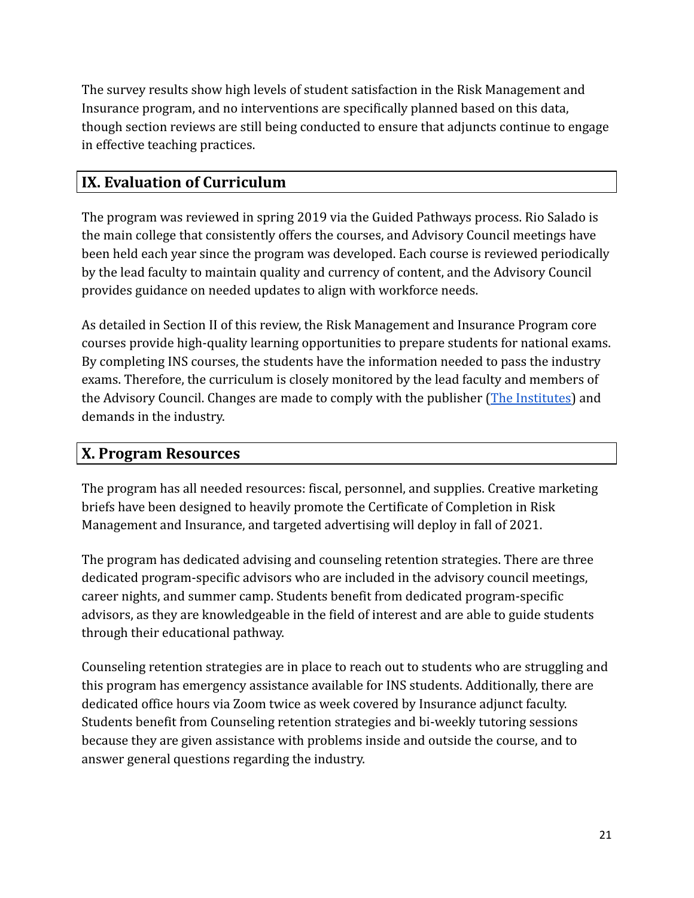The survey results show high levels of student satisfaction in the Risk Management and Insurance program, and no interventions are specifically planned based on this data, though section reviews are still being conducted to ensure that adjuncts continue to engage in effective teaching practices.

## IX. Evaluation of Curriculum

The program was reviewed in spring 2019 via the Guided Pathways process. Rio Salado is the main college that consistently offers the courses, and Advisory Council meetings have been held each year since the program was developed. Each course is reviewed periodically by the lead faculty to maintain quality and currency of content, and the Advisory Council provides guidance on needed updates to align with workforce needs.

As detailed in Section II of this review, the Risk Management and Insurance Program core courses provide high-quality learning opportunities to prepare students for national exams. By completing INS courses, the students have the information needed to pass the industry exams. Therefore, the curriculum is closely monitored by the lead faculty and members of the Advisory Council. Changes are made to comply with the publisher (The Institutes) and demands in the industry.

## X. Program Resources

The program has all needed resources: fiscal, personnel, and supplies. Creative marketing briefs have been designed to heavily promote the Certificate of Completion in Risk Management and Insurance, and targeted advertising will deploy in fall of 2021.

The program has dedicated advising and counseling retention strategies. There are three dedicated program-specific advisors who are included in the advisory council meetings, career nights, and summer camp. Students benefit from dedicated program-specific advisors, as they are knowledgeable in the field of interest and are able to guide students through their educational pathway.

Counseling retention strategies are in place to reach out to students who are struggling and this program has emergency assistance available for INS students. Additionally, there are dedicated office hours via Zoom twice as week covered by Insurance adjunct faculty. Students benefit from Counseling retention strategies and bi-weekly tutoring sessions because they are given assistance with problems inside and outside the course, and to answer general questions regarding the industry.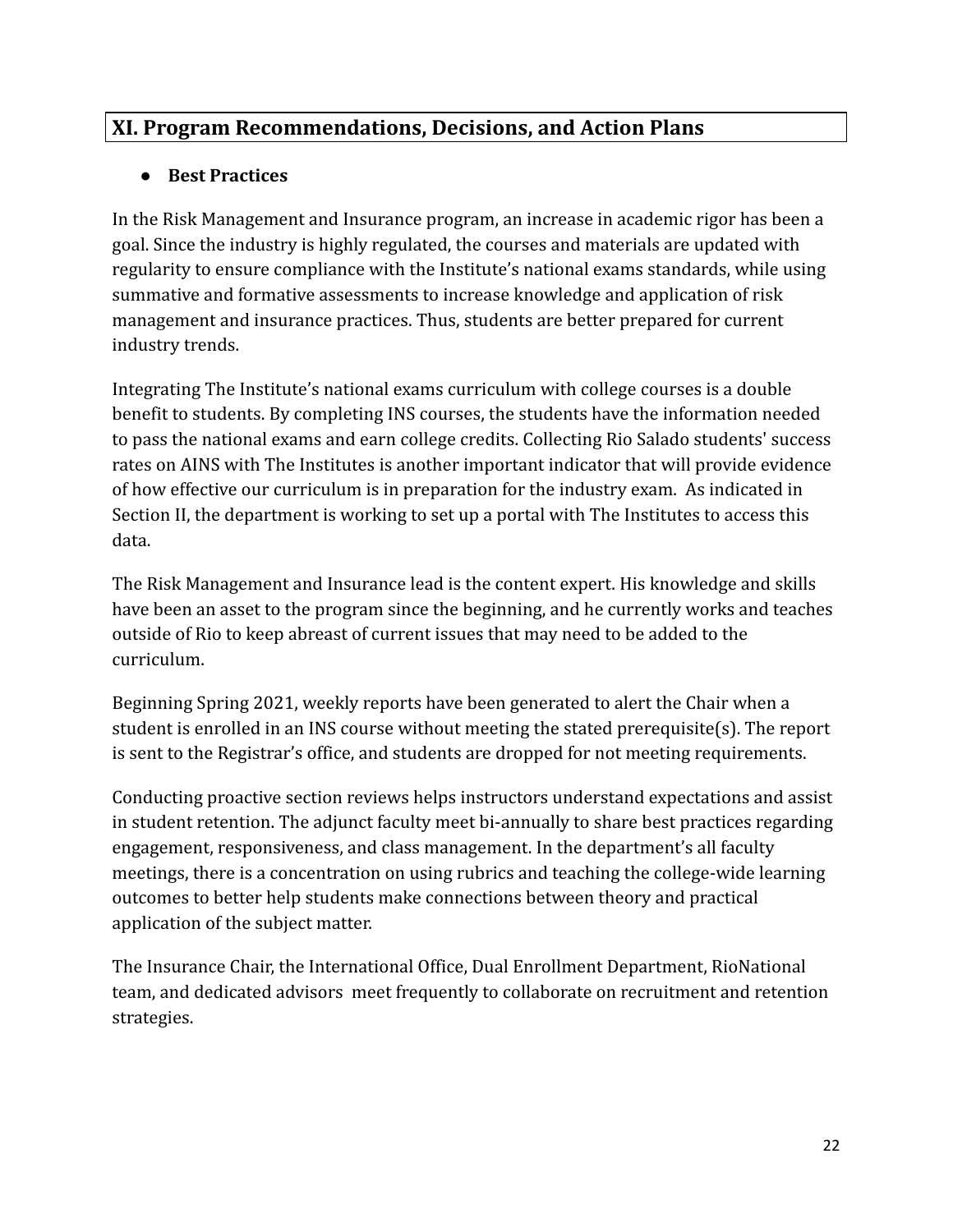## XI. Program Recommendations, Decisions, and Action Plans

- **Best Practices**

In the Risk Management and Insurance program, an increase in academic rigor has been a goal. Since the industry is highly regulated, the courses and materials are updated with regularity to ensure compliance with the Institute's national exams standards, while using summative and formative assessments to increase knowledge and application of risk management and insurance practices. Thus, students are better prepared for current industry trends.

Integrating The Institute's national exams curriculum with college courses is a double benefit to students. By completing INS courses, the students have the information needed to pass the national exams and earn college credits. Collecting Rio Salado students' success rates on AINS with The Institutes is another important indicator that will provide evidence of how effective our curriculum is in preparation for the industry exam. As indicated in Section II, the department is working to set up a portal with The Institutes to access this data.

The Risk Management and Insurance lead is the content expert. His knowledge and skills have been an asset to the program since the beginning, and he currently works and teaches outside of Rio to keep abreast of current issues that may need to be added to the curriculum.

Beginning Spring 2021, weekly reports have been generated to alert the Chair when a student is enrolled in an INS course without meeting the stated prerequisite(s). The report is sent to the Registrar's office, and students are dropped for not meeting requirements.

Conducting proactive section reviews helps instructors understand expectations and assist in student retention. The adjunct faculty meet bi-annually to share best practices regarding engagement, responsiveness, and class management. In the department's all faculty meetings, there is a concentration on using rubrics and teaching the college-wide learning outcomes to better help students make connections between theory and practical application of the subject matter.

The Insurance Chair, the International Office, Dual Enrollment Department, RioNational team, and dedicated advisors meet frequently to collaborate on recruitment and retention strategies.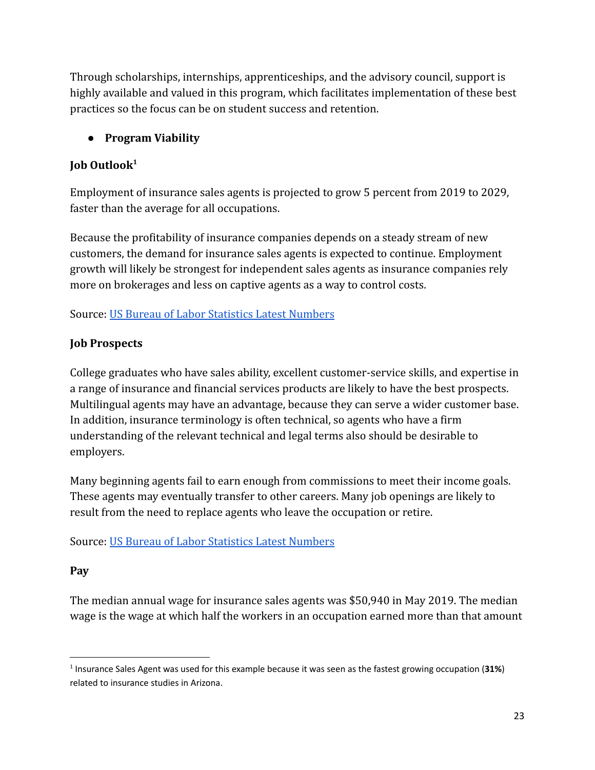Through scholarships, internships, apprenticeships, and the advisory council, support is highly available and valued in this program, which facilitates implementation of these best practices so the focus can be on student success and retention.

- **Program Viability**

**Job Outlook[1]**

Employment of insurance sales agents is projected to grow 5 percent from 2019 to 2029, faster than the average for all occupations.

Because the profitability of insurance companies depends on a steady stream of new customers, the demand for insurance sales agents is expected to continue. Employment growth will likely be strongest for independent sales agents as insurance companies rely more on brokerages and less on captive agents as a way to control costs.

Source: [US Bureau of Labor Statistics Latest Numbers]()

**Job Prospects**

College graduates who have sales ability, excellent customer-service skills, and expertise in a range of insurance and financial services products are likely to have the best prospects. Multilingual agents may have an advantage, because they can serve a wider customer base. In addition, insurance terminology is often technical, so agents who have a firm understanding of the relevant technical and legal terms also should be desirable to employers.

Many beginning agents fail to earn enough from commissions to meet their income goals. These agents may eventually transfer to other careers. Many job openings are likely to result from the need to replace agents who leave the occupation or retire.

Source: [US Bureau of Labor Statistics Latest Numbers]()

**Pay**

The median annual wage for insurance sales agents was $50,940 in May 2019. The median wage is the wage at which half the workers in an occupation earned more than that amount

---

[1] Insurance Sales Agent was used for this example because it was seen as the fastest growing occupation (**31%**) related to insurance studies in Arizona.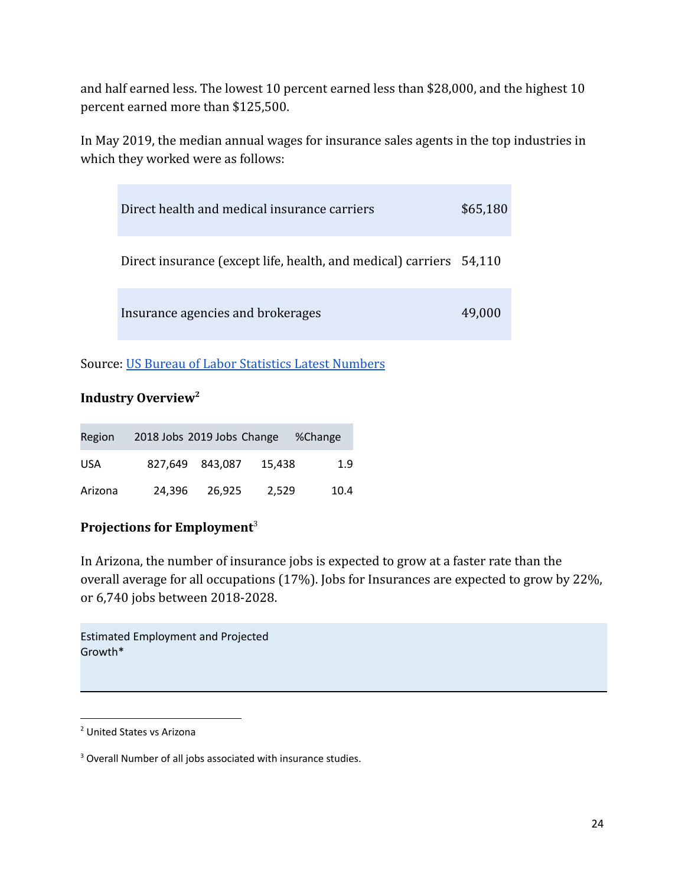and half earned less. The lowest 10 percent earned less than $28,000, and the highest 10 percent earned more than $125,500.

In May 2019, the median annual wages for insurance sales agents in the top industries in which they worked were as follows:

| | |
|---|---|
| Direct health and medical insurance carriers | $65,180 |
| Direct insurance (except life, health, and medical) carriers | 54,110 |
| Insurance agencies and brokerages | 49,000 |

Source: [US Bureau of Labor Statistics Latest Numbers]()

**Industry Overview[2]**

| Region | 2018 Jobs | 2019 Jobs | Change | %Change |
|---|---|---|---|---|
| USA | 827,649 | 843,087 | 15,438 | 1.9 |
| Arizona | 24,396 | 26,925 | 2,529 | 10.4 |

**Projections for Employment[3]**

In Arizona, the number of insurance jobs is expected to grow at a faster rate than the overall average for all occupations (17%). Jobs for Insurances are expected to grow by 22%, or 6,740 jobs between 2018-2028.

| Estimated Employment and Projected Growth* |
|---|

[2] United States vs Arizona

[3] Overall Number of all jobs associated with insurance studies.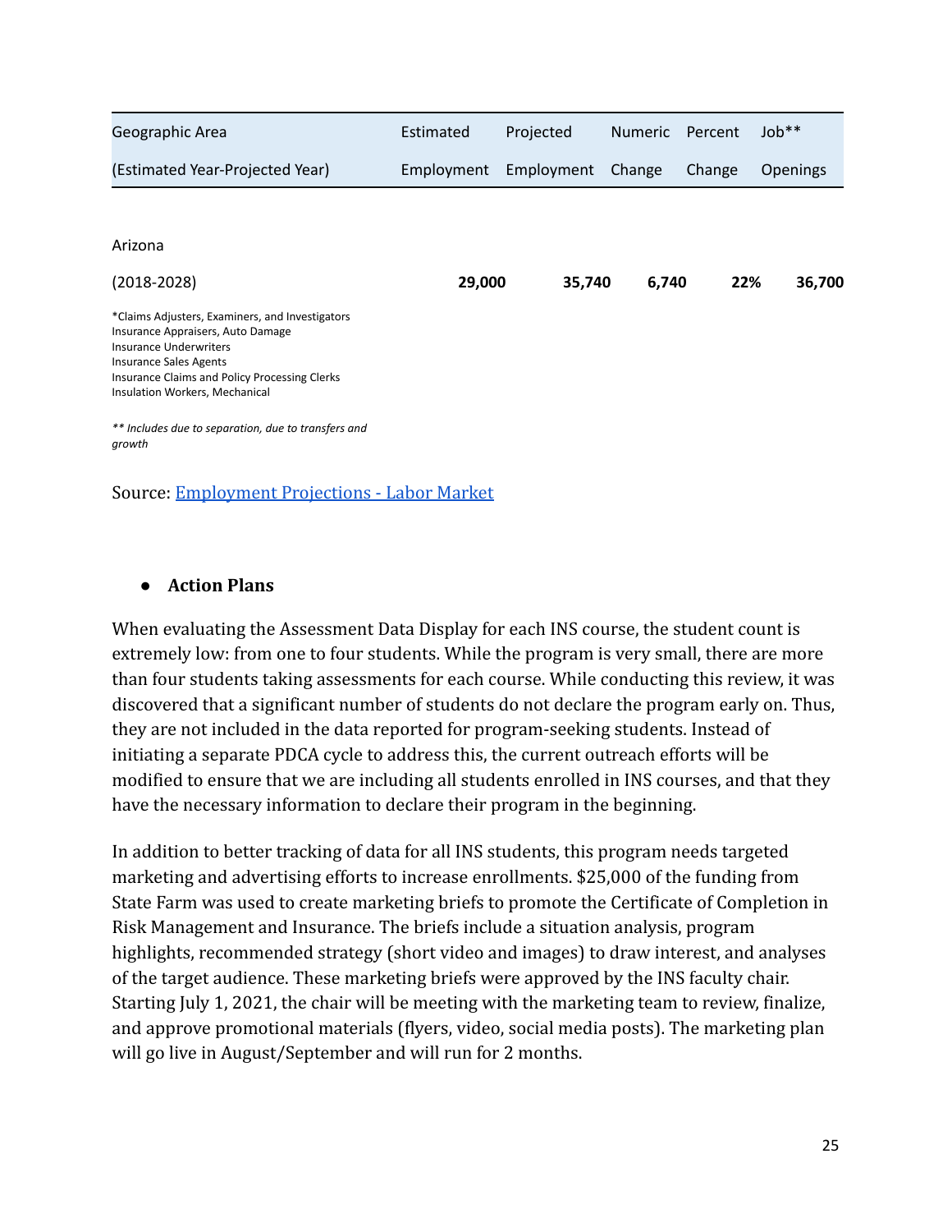| Geographic Area (Estimated Year-Projected Year) | Estimated Employment | Projected Employment | Numeric Change | Percent Change | Job** Openings |
|---|---|---|---|---|---|
| Arizona (2018-2028) | **29,000** | **35,740** | **6,740** | **22%** | **36,700** |

*Claims Adjusters, Examiners, and Investigators
Insurance Appraisers, Auto Damage
Insurance Underwriters
Insurance Sales Agents
Insurance Claims and Policy Processing Clerks
Insulation Workers, Mechanical

*** Includes due to separation, due to transfers and growth*

Source: [Employment Projections - Labor Market]

- **Action Plans**

When evaluating the Assessment Data Display for each INS course, the student count is extremely low: from one to four students. While the program is very small, there are more than four students taking assessments for each course. While conducting this review, it was discovered that a significant number of students do not declare the program early on. Thus, they are not included in the data reported for program-seeking students. Instead of initiating a separate PDCA cycle to address this, the current outreach efforts will be modified to ensure that we are including all students enrolled in INS courses, and that they have the necessary information to declare their program in the beginning.

In addition to better tracking of data for all INS students, this program needs targeted marketing and advertising efforts to increase enrollments. $25,000 of the funding from State Farm was used to create marketing briefs to promote the Certificate of Completion in Risk Management and Insurance. The briefs include a situation analysis, program highlights, recommended strategy (short video and images) to draw interest, and analyses of the target audience. These marketing briefs were approved by the INS faculty chair. Starting July 1, 2021, the chair will be meeting with the marketing team to review, finalize, and approve promotional materials (flyers, video, social media posts). The marketing plan will go live in August/September and will run for 2 months.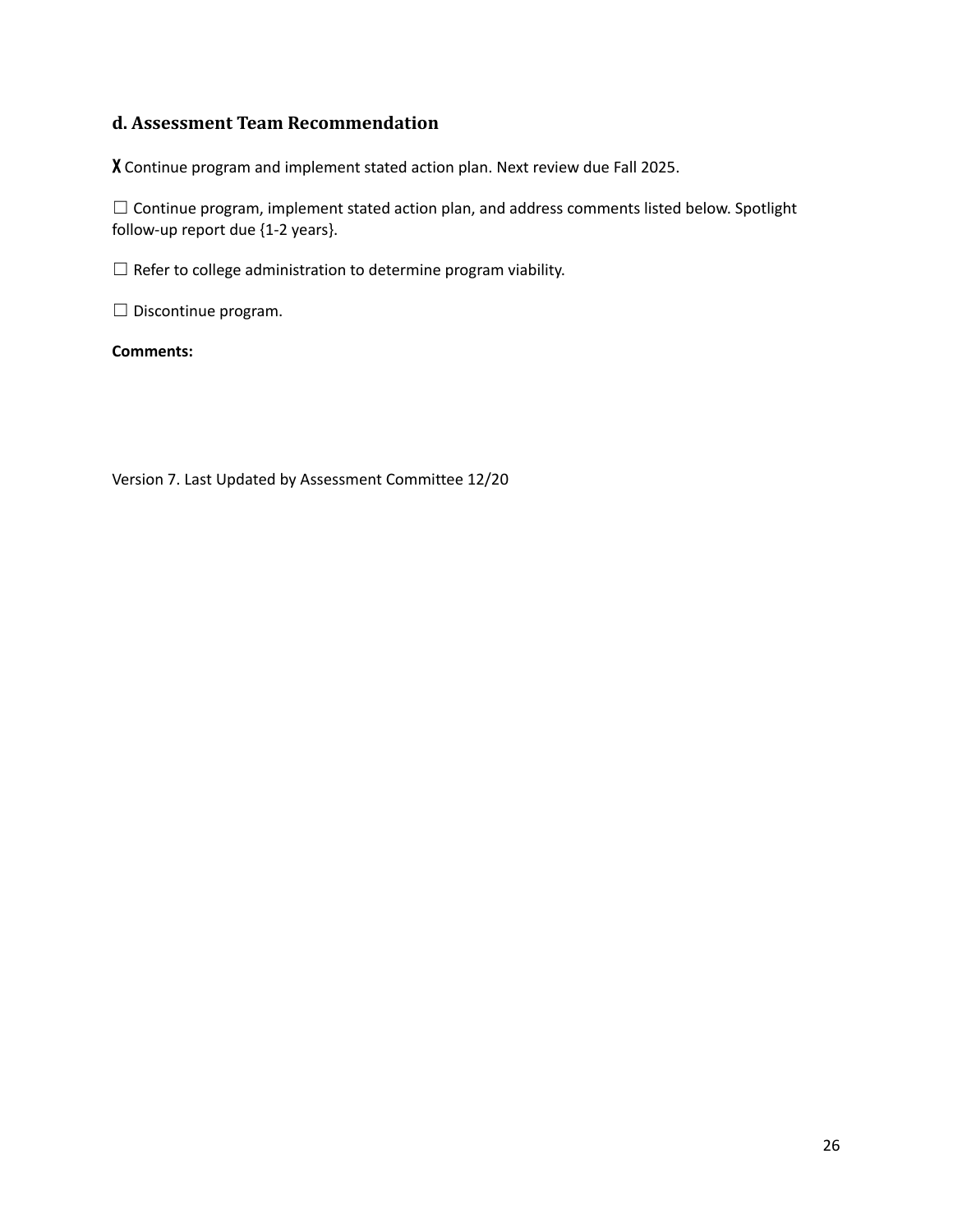### d. Assessment Team Recommendation

X Continue program and implement stated action plan. Next review due Fall 2025.

☐ Continue program, implement stated action plan, and address comments listed below. Spotlight follow-up report due {1-2 years}.

☐ Refer to college administration to determine program viability.

☐ Discontinue program.

**Comments:**

Version 7. Last Updated by Assessment Committee 12/20